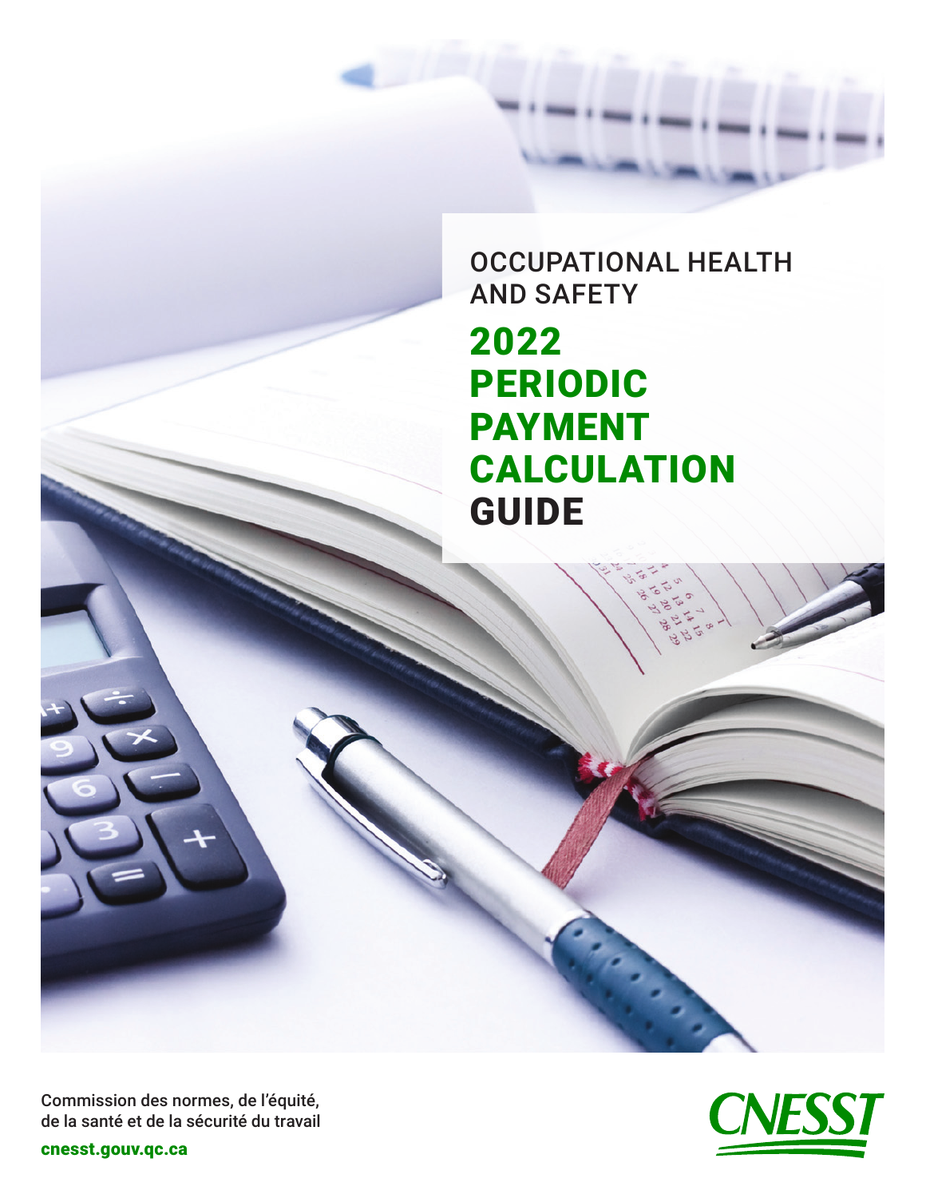OCCUPATIONAL HEALTH AND SAFETY

# 2022 PERIODIC PAYMENT CALCULATION GUIDE

Commission des normes, de l'équité, de la santé et de la sécurité du travail

cnesst.gouv.qc.ca

CNESST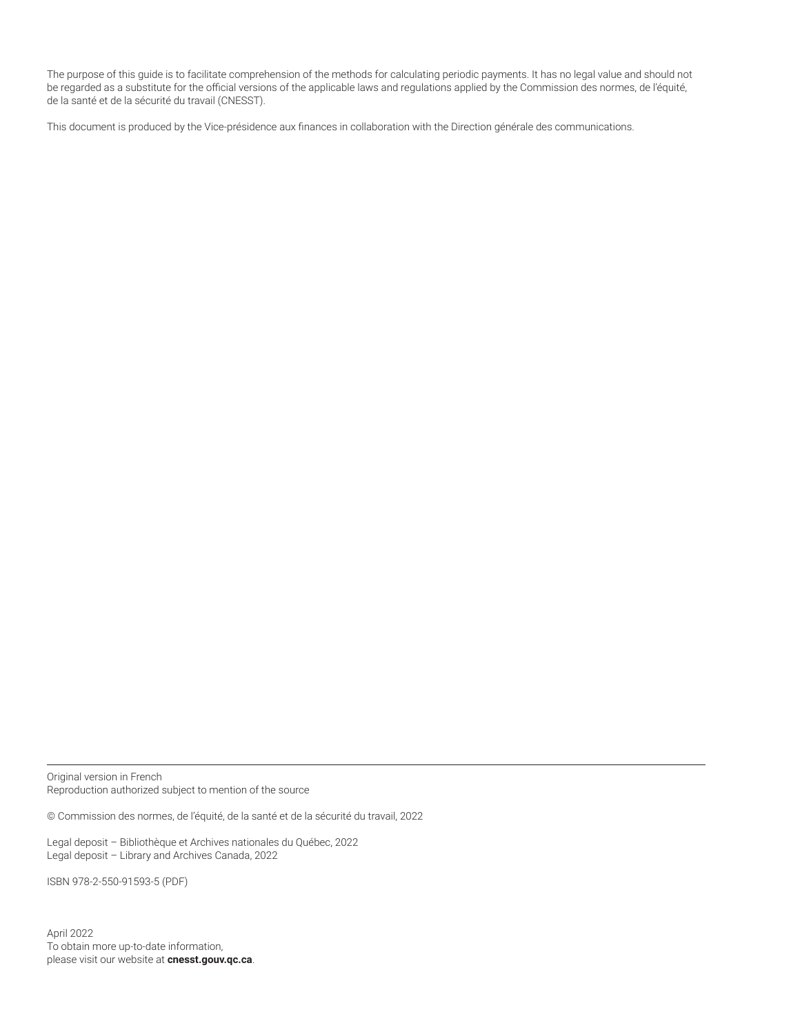The purpose of this guide is to facilitate comprehension of the methods for calculating periodic payments. It has no legal value and should not be regarded as a substitute for the official versions of the applicable laws and regulations applied by the Commission des normes, de l'équité, de la santé et de la sécurité du travail (CNESST).

This document is produced by the Vice-présidence aux finances in collaboration with the Direction générale des communications.

---

Original version in French
Reproduction authorized subject to mention of the source

© Commission des normes, de l'équité, de la santé et de la sécurité du travail, 2022

Legal deposit – Bibliothèque et Archives nationales du Québec, 2022
Legal deposit – Library and Archives Canada, 2022

ISBN 978-2-550-91593-5 (PDF)

April 2022
To obtain more up-to-date information,
please visit our website at **cnesst.gouv.qc.ca**.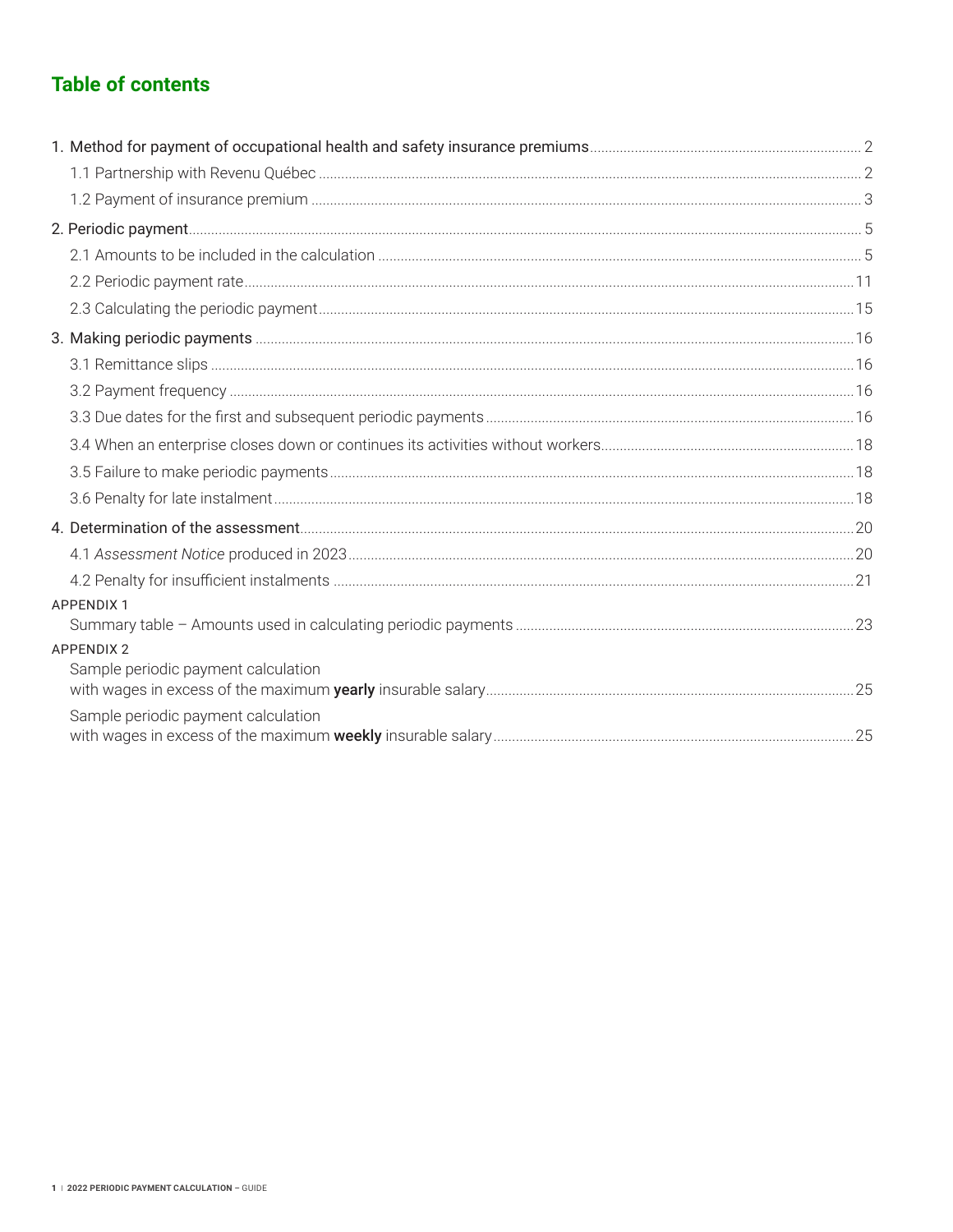## Table of contents

1. Method for payment of occupational health and safety insurance premiums ..... 2
   - 1.1 Partnership with Revenu Québec ..... 2
   - 1.2 Payment of insurance premium ..... 3
2. Periodic payment ..... 5
   - 2.1 Amounts to be included in the calculation ..... 5
   - 2.2 Periodic payment rate ..... 11
   - 2.3 Calculating the periodic payment ..... 15
3. Making periodic payments ..... 16
   - 3.1 Remittance slips ..... 16
   - 3.2 Payment frequency ..... 16
   - 3.3 Due dates for the first and subsequent periodic payments ..... 16
   - 3.4 When an enterprise closes down or continues its activities without workers ..... 18
   - 3.5 Failure to make periodic payments ..... 18
   - 3.6 Penalty for late instalment ..... 18
4. Determination of the assessment ..... 20
   - 4.1 *Assessment Notice* produced in 2023 ..... 20
   - 4.2 Penalty for insufficient instalments ..... 21

APPENDIX 1
- Summary table – Amounts used in calculating periodic payments ..... 23

APPENDIX 2
- Sample periodic payment calculation with wages in excess of the maximum **yearly** insurable salary ..... 25
- Sample periodic payment calculation with wages in excess of the maximum **weekly** insurable salary ..... 25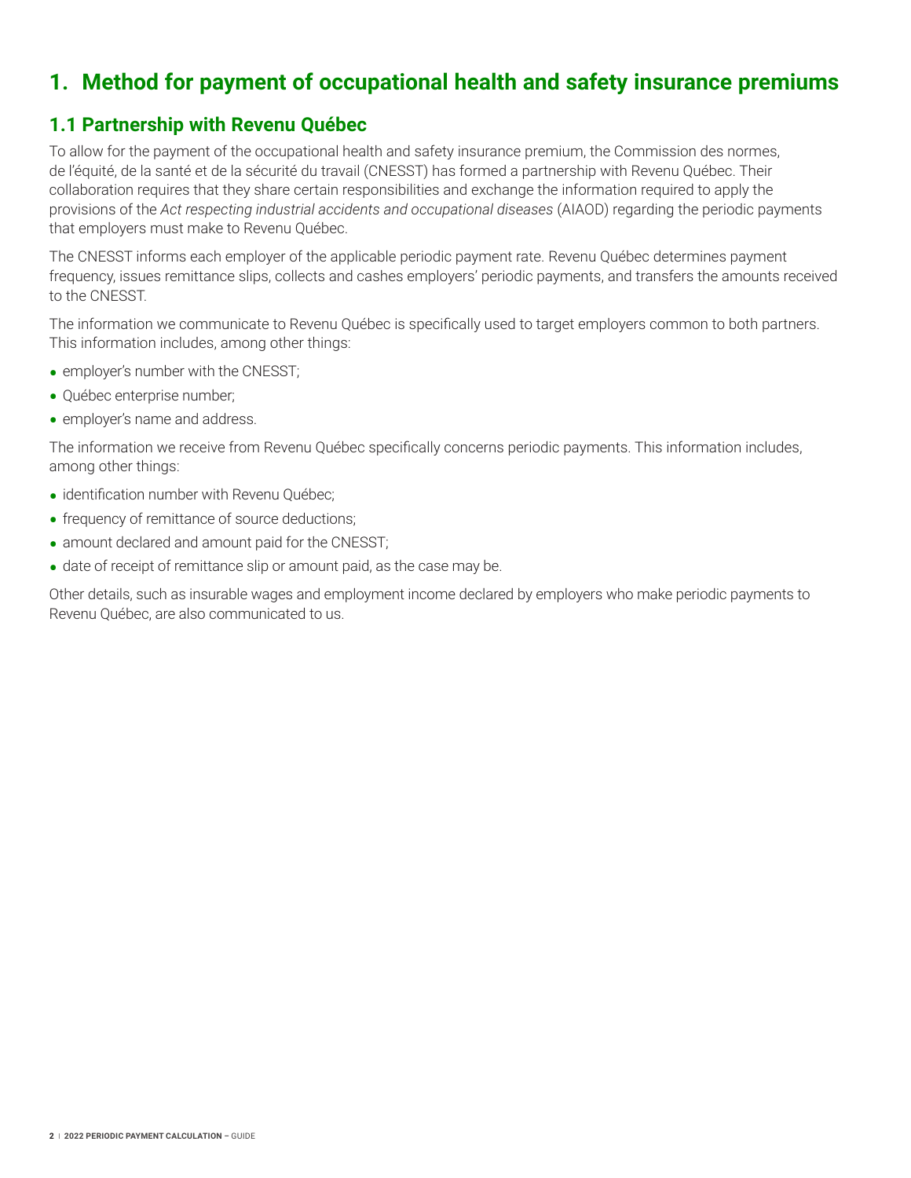# 1. Method for payment of occupational health and safety insurance premiums

## 1.1 Partnership with Revenu Québec

To allow for the payment of the occupational health and safety insurance premium, the Commission des normes, de l'équité, de la santé et de la sécurité du travail (CNESST) has formed a partnership with Revenu Québec. Their collaboration requires that they share certain responsibilities and exchange the information required to apply the provisions of the *Act respecting industrial accidents and occupational diseases* (AIAOD) regarding the periodic payments that employers must make to Revenu Québec.

The CNESST informs each employer of the applicable periodic payment rate. Revenu Québec determines payment frequency, issues remittance slips, collects and cashes employers' periodic payments, and transfers the amounts received to the CNESST.

The information we communicate to Revenu Québec is specifically used to target employers common to both partners. This information includes, among other things:

- employer's number with the CNESST;
- Québec enterprise number;
- employer's name and address.

The information we receive from Revenu Québec specifically concerns periodic payments. This information includes, among other things:

- identification number with Revenu Québec;
- frequency of remittance of source deductions;
- amount declared and amount paid for the CNESST;
- date of receipt of remittance slip or amount paid, as the case may be.

Other details, such as insurable wages and employment income declared by employers who make periodic payments to Revenu Québec, are also communicated to us.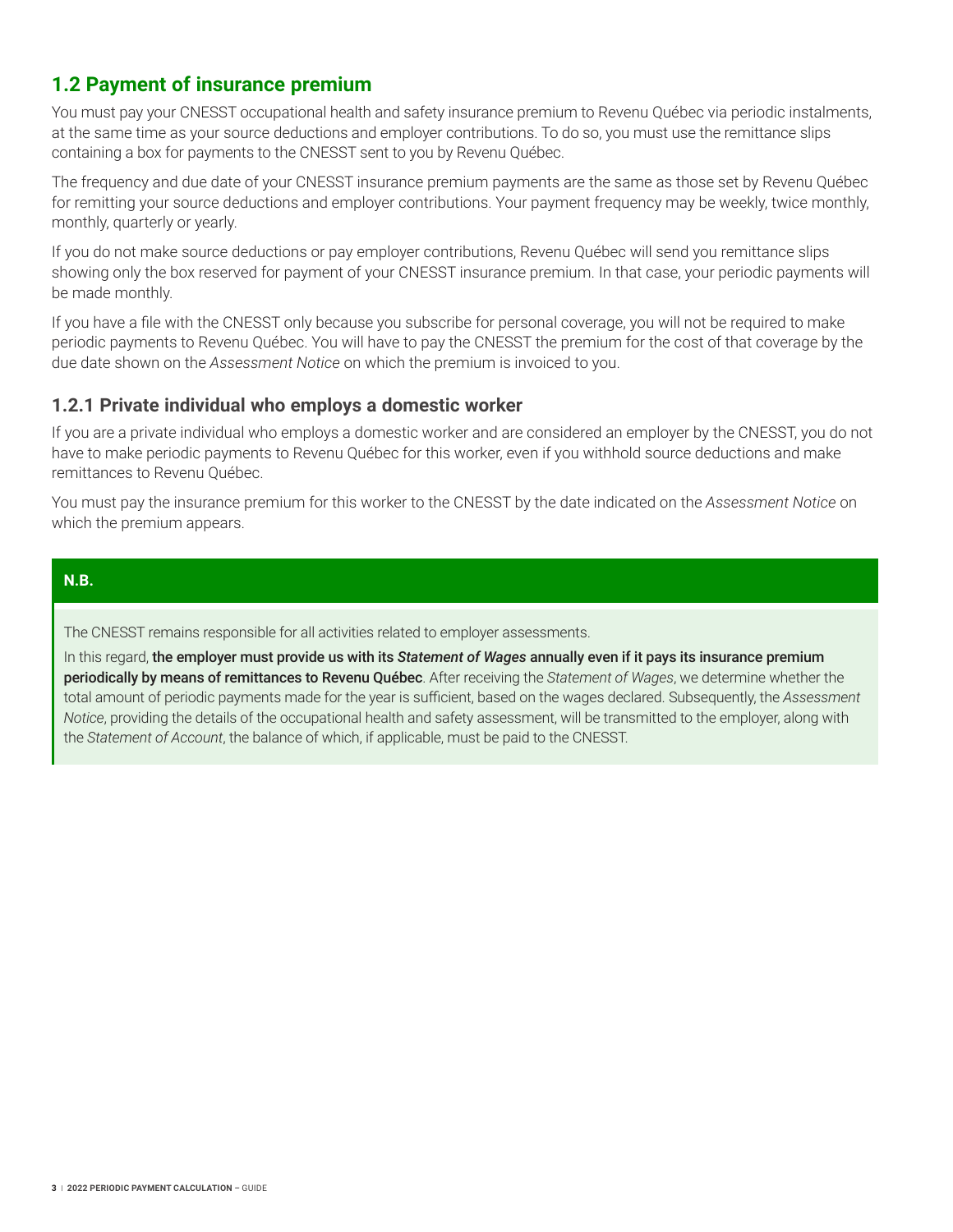## 1.2 Payment of insurance premium

You must pay your CNESST occupational health and safety insurance premium to Revenu Québec via periodic instalments, at the same time as your source deductions and employer contributions. To do so, you must use the remittance slips containing a box for payments to the CNESST sent to you by Revenu Québec.

The frequency and due date of your CNESST insurance premium payments are the same as those set by Revenu Québec for remitting your source deductions and employer contributions. Your payment frequency may be weekly, twice monthly, monthly, quarterly or yearly.

If you do not make source deductions or pay employer contributions, Revenu Québec will send you remittance slips showing only the box reserved for payment of your CNESST insurance premium. In that case, your periodic payments will be made monthly.

If you have a file with the CNESST only because you subscribe for personal coverage, you will not be required to make periodic payments to Revenu Québec. You will have to pay the CNESST the premium for the cost of that coverage by the due date shown on the *Assessment Notice* on which the premium is invoiced to you.

### 1.2.1 Private individual who employs a domestic worker

If you are a private individual who employs a domestic worker and are considered an employer by the CNESST, you do not have to make periodic payments to Revenu Québec for this worker, even if you withhold source deductions and make remittances to Revenu Québec.

You must pay the insurance premium for this worker to the CNESST by the date indicated on the *Assessment Notice* on which the premium appears.

**N.B.**

The CNESST remains responsible for all activities related to employer assessments.

In this regard, **the employer must provide us with its *Statement of Wages* annually even if it pays its insurance premium periodically by means of remittances to Revenu Québec**. After receiving the *Statement of Wages*, we determine whether the total amount of periodic payments made for the year is sufficient, based on the wages declared. Subsequently, the *Assessment Notice*, providing the details of the occupational health and safety assessment, will be transmitted to the employer, along with the *Statement of Account*, the balance of which, if applicable, must be paid to the CNESST.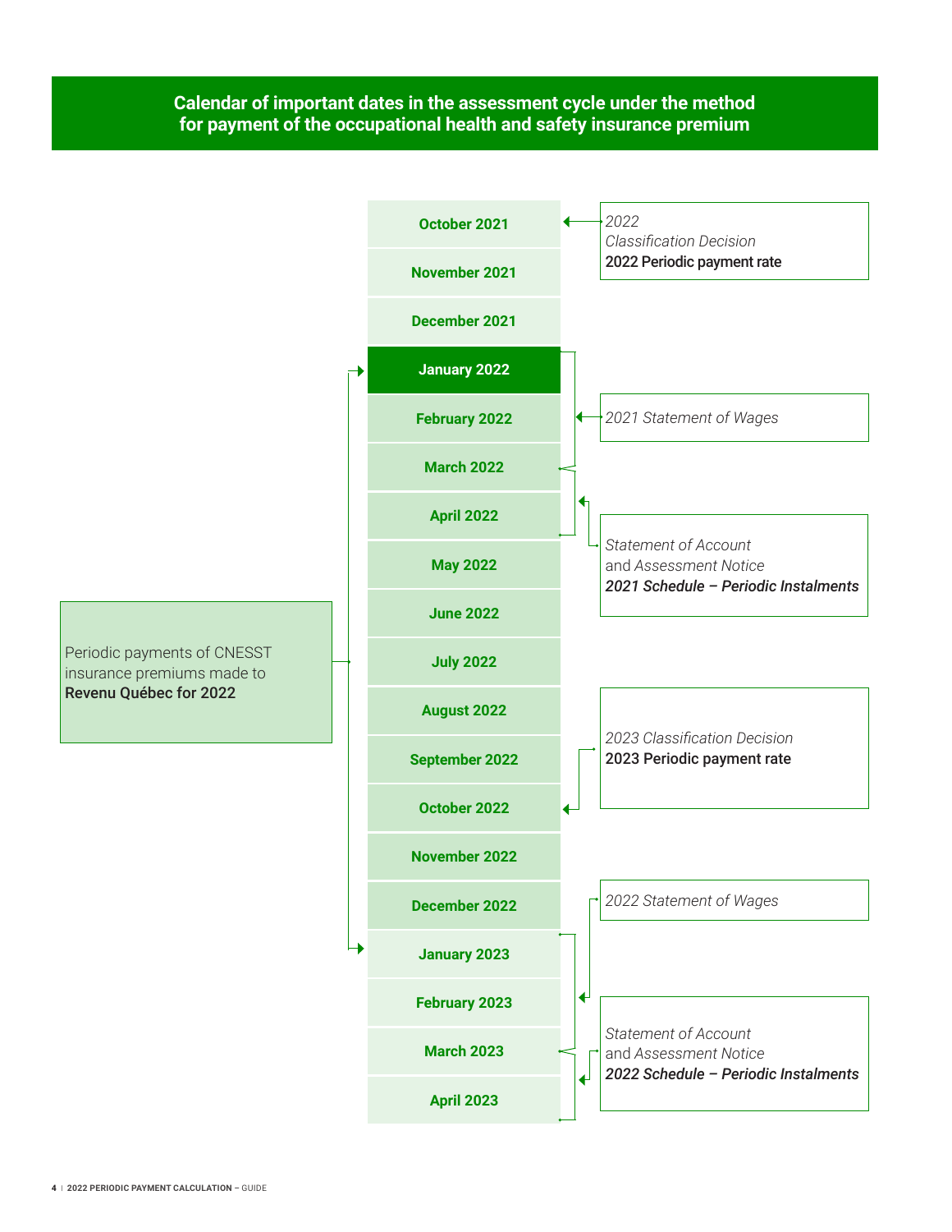## Calendar of important dates in the assessment cycle under the method for payment of the occupational health and safety insurance premium

| Month | Event |
|---|---|
| October 2021 | *2022 Classification Decision* **2022 Periodic payment rate** |
| November 2021 | |
| December 2021 | |
| **January 2022** | |
| February 2022 | *2021 Statement of Wages* |
| March 2022 | |
| April 2022 | *Statement of Account* and *Assessment Notice* ***2021 Schedule – Periodic Instalments*** |
| May 2022 | |
| June 2022 | |
| July 2022 | |
| August 2022 | |
| September 2022 | |
| October 2022 | *2023 Classification Decision* **2023 Periodic payment rate** |
| November 2022 | |
| December 2022 | |
| January 2023 | *2022 Statement of Wages* |
| February 2023 | |
| March 2023 | |
| April 2023 | *Statement of Account* and *Assessment Notice* ***2022 Schedule – Periodic Instalments*** |

Periodic payments of CNESST insurance premiums made to **Revenu Québec for 2022** (January 2022 to January 2023)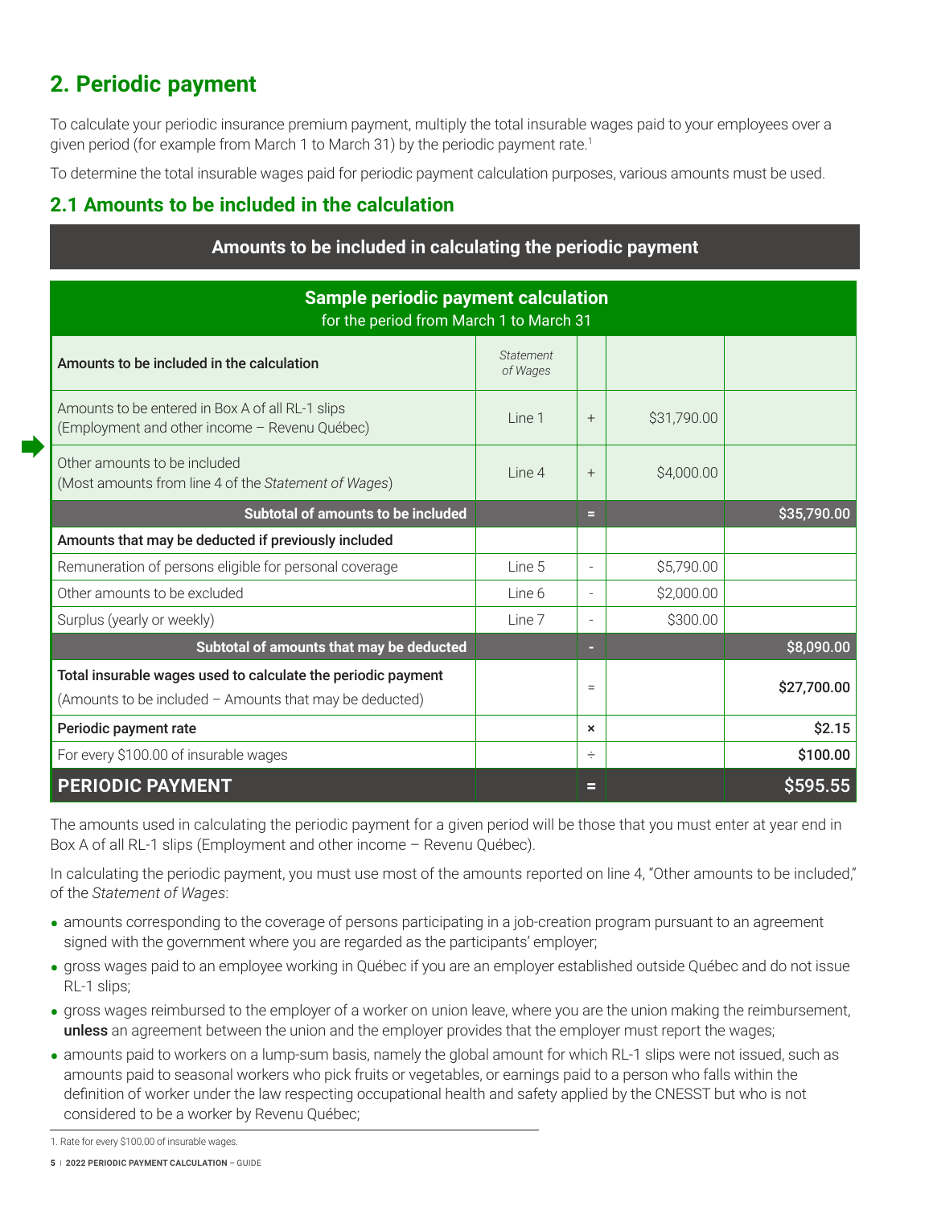## 2. Periodic payment

To calculate your periodic insurance premium payment, multiply the total insurable wages paid to your employees over a given period (for example from March 1 to March 31) by the periodic payment rate.[1]

To determine the total insurable wages paid for periodic payment calculation purposes, various amounts must be used.

### 2.1 Amounts to be included in the calculation

**Amounts to be included in calculating the periodic payment**

| **Sample periodic payment calculation** for the period from March 1 to March 31 | | | | |
|---|---|---|---|---|
| **Amounts to be included in the calculation** | *Statement of Wages* | | | |
| Amounts to be entered in Box A of all RL-1 slips (Employment and other income – Revenu Québec) | Line 1 | + | $31,790.00 | |
| Other amounts to be included (Most amounts from line 4 of the *Statement of Wages*) | Line 4 | + | $4,000.00 | |
| **Subtotal of amounts to be included** | | = | | $35,790.00 |
| **Amounts that may be deducted if previously included** | | | | |
| Remuneration of persons eligible for personal coverage | Line 5 | - | $5,790.00 | |
| Other amounts to be excluded | Line 6 | - | $2,000.00 | |
| Surplus (yearly or weekly) | Line 7 | - | $300.00 | |
| **Subtotal of amounts that may be deducted** | | - | | $8,090.00 |
| **Total insurable wages used to calculate the periodic payment** (Amounts to be included – Amounts that may be deducted) | | = | | **$27,700.00** |
| **Periodic payment rate** | | × | | **$2.15** |
| For every $100.00 of insurable wages | | ÷ | | **$100.00** |
| **PERIODIC PAYMENT** | | = | | **$595.55** |

The amounts used in calculating the periodic payment for a given period will be those that you must enter at year end in Box A of all RL-1 slips (Employment and other income – Revenu Québec).

In calculating the periodic payment, you must use most of the amounts reported on line 4, "Other amounts to be included," of the *Statement of Wages*:

- amounts corresponding to the coverage of persons participating in a job-creation program pursuant to an agreement signed with the government where you are regarded as the participants' employer;
- gross wages paid to an employee working in Québec if you are an employer established outside Québec and do not issue RL-1 slips;
- gross wages reimbursed to the employer of a worker on union leave, where you are the union making the reimbursement, **unless** an agreement between the union and the employer provides that the employer must report the wages;
- amounts paid to workers on a lump-sum basis, namely the global amount for which RL-1 slips were not issued, such as amounts paid to seasonal workers who pick fruits or vegetables, or earnings paid to a person who falls within the definition of worker under the law respecting occupational health and safety applied by the CNESST but who is not considered to be a worker by Revenu Québec;

1. Rate for every $100.00 of insurable wages.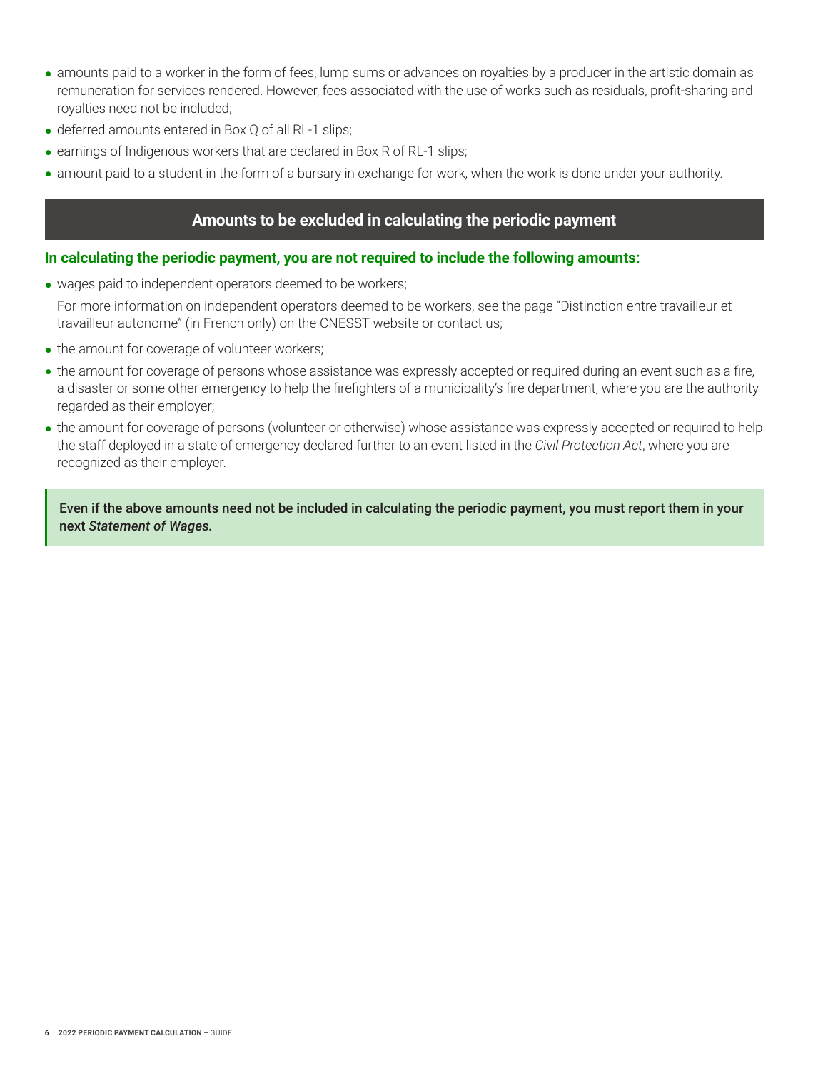- amounts paid to a worker in the form of fees, lump sums or advances on royalties by a producer in the artistic domain as remuneration for services rendered. However, fees associated with the use of works such as residuals, profit-sharing and royalties need not be included;
- deferred amounts entered in Box Q of all RL-1 slips;
- earnings of Indigenous workers that are declared in Box R of RL-1 slips;
- amount paid to a student in the form of a bursary in exchange for work, when the work is done under your authority.

## Amounts to be excluded in calculating the periodic payment

**In calculating the periodic payment, you are not required to include the following amounts:**

- wages paid to independent operators deemed to be workers;

  For more information on independent operators deemed to be workers, see the page "Distinction entre travailleur et travailleur autonome" (in French only) on the CNESST website or contact us;
- the amount for coverage of volunteer workers;
- the amount for coverage of persons whose assistance was expressly accepted or required during an event such as a fire, a disaster or some other emergency to help the firefighters of a municipality's fire department, where you are the authority regarded as their employer;
- the amount for coverage of persons (volunteer or otherwise) whose assistance was expressly accepted or required to help the staff deployed in a state of emergency declared further to an event listed in the *Civil Protection Act*, where you are recognized as their employer.

**Even if the above amounts need not be included in calculating the periodic payment, you must report them in your next *Statement of Wages*.**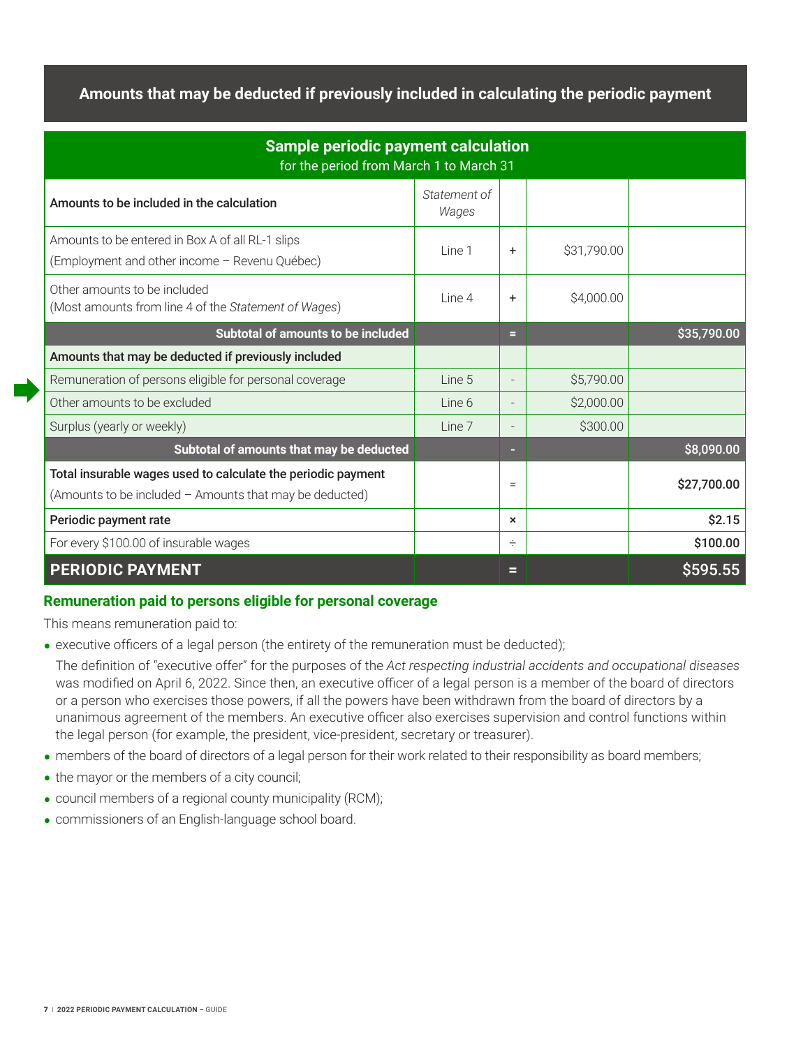## Amounts that may be deducted if previously included in calculating the periodic payment

| **Sample periodic payment calculation**<br>for the period from March 1 to March 31 | | | | |
|---|---|---|---|---|
| **Amounts to be included in the calculation** | *Statement of Wages* | | | |
| Amounts to be entered in Box A of all RL-1 slips (Employment and other income – Revenu Québec) | Line 1 | + | $31,790.00 | |
| Other amounts to be included (Most amounts from line 4 of the *Statement of Wages*) | Line 4 | + | $4,000.00 | |
| **Subtotal of amounts to be included** | | = | | $35,790.00 |
| **Amounts that may be deducted if previously included** | | | | |
| Remuneration of persons eligible for personal coverage | Line 5 | - | $5,790.00 | |
| Other amounts to be excluded | Line 6 | - | $2,000.00 | |
| Surplus (yearly or weekly) | Line 7 | - | $300.00 | |
| **Subtotal of amounts that may be deducted** | | - | | $8,090.00 |
| **Total insurable wages used to calculate the periodic payment** (Amounts to be included – Amounts that may be deducted) | | = | | $27,700.00 |
| **Periodic payment rate** | | × | | $2.15 |
| For every $100.00 of insurable wages | | ÷ | | $100.00 |
| **PERIODIC PAYMENT** | | = | | **$595.55** |

### Remuneration paid to persons eligible for personal coverage

This means remuneration paid to:

- executive officers of a legal person (the entirety of the remuneration must be deducted);

  The definition of "executive offer" for the purposes of the *Act respecting industrial accidents and occupational diseases* was modified on April 6, 2022. Since then, an executive officer of a legal person is a member of the board of directors or a person who exercises those powers, if all the powers have been withdrawn from the board of directors by a unanimous agreement of the members. An executive officer also exercises supervision and control functions within the legal person (for example, the president, vice-president, secretary or treasurer).
- members of the board of directors of a legal person for their work related to their responsibility as board members;
- the mayor or the members of a city council;
- council members of a regional county municipality (RCM);
- commissioners of an English-language school board.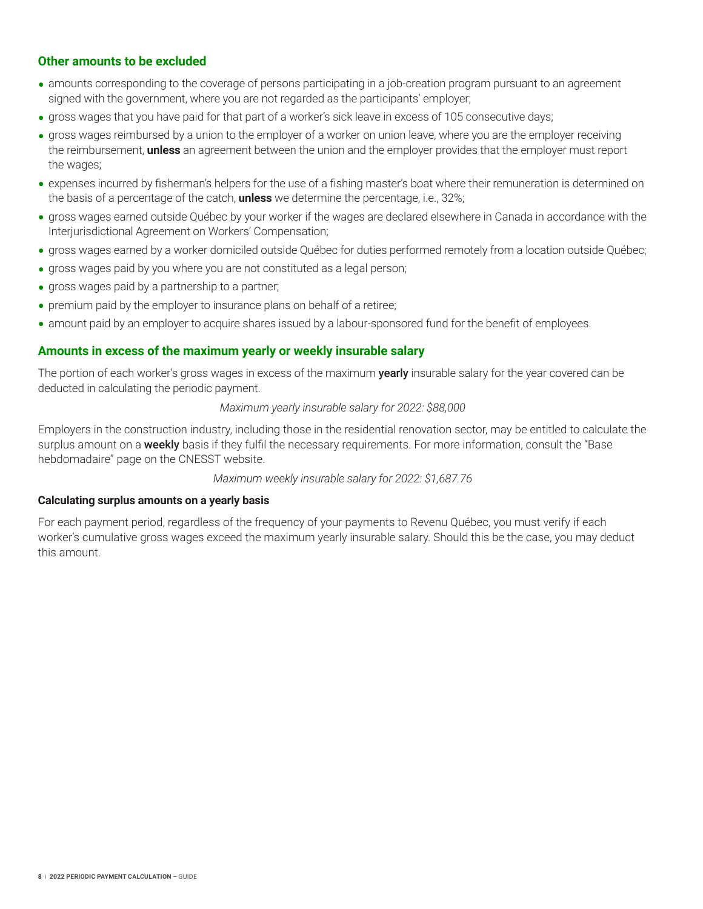### Other amounts to be excluded

- amounts corresponding to the coverage of persons participating in a job-creation program pursuant to an agreement signed with the government, where you are not regarded as the participants' employer;
- gross wages that you have paid for that part of a worker's sick leave in excess of 105 consecutive days;
- gross wages reimbursed by a union to the employer of a worker on union leave, where you are the employer receiving the reimbursement, **unless** an agreement between the union and the employer provides that the employer must report the wages;
- expenses incurred by fisherman's helpers for the use of a fishing master's boat where their remuneration is determined on the basis of a percentage of the catch, **unless** we determine the percentage, i.e., 32%;
- gross wages earned outside Québec by your worker if the wages are declared elsewhere in Canada in accordance with the Interjurisdictional Agreement on Workers' Compensation;
- gross wages earned by a worker domiciled outside Québec for duties performed remotely from a location outside Québec;
- gross wages paid by you where you are not constituted as a legal person;
- gross wages paid by a partnership to a partner;
- premium paid by the employer to insurance plans on behalf of a retiree;
- amount paid by an employer to acquire shares issued by a labour-sponsored fund for the benefit of employees.

### Amounts in excess of the maximum yearly or weekly insurable salary

The portion of each worker's gross wages in excess of the maximum **yearly** insurable salary for the year covered can be deducted in calculating the periodic payment.

*Maximum yearly insurable salary for 2022: $88,000*

Employers in the construction industry, including those in the residential renovation sector, may be entitled to calculate the surplus amount on a **weekly** basis if they fulfil the necessary requirements. For more information, consult the "Base hebdomadaire" page on the CNESST website.

*Maximum weekly insurable salary for 2022: $1,687.76*

#### Calculating surplus amounts on a yearly basis

For each payment period, regardless of the frequency of your payments to Revenu Québec, you must verify if each worker's cumulative gross wages exceed the maximum yearly insurable salary. Should this be the case, you may deduct this amount.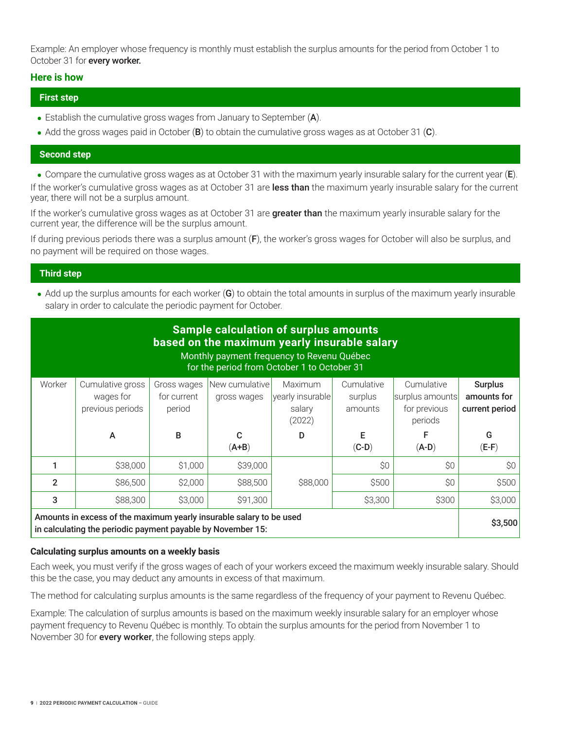Example: An employer whose frequency is monthly must establish the surplus amounts for the period from October 1 to October 31 for **every worker.**

### Here is how

#### First step

- Establish the cumulative gross wages from January to September (**A**).
- Add the gross wages paid in October (**B**) to obtain the cumulative gross wages as at October 31 (**C**).

#### Second step

- Compare the cumulative gross wages as at October 31 with the maximum yearly insurable salary for the current year (**E**).

If the worker's cumulative gross wages as at October 31 are **less than** the maximum yearly insurable salary for the current year, there will not be a surplus amount.

If the worker's cumulative gross wages as at October 31 are **greater than** the maximum yearly insurable salary for the current year, the difference will be the surplus amount.

If during previous periods there was a surplus amount (**F**), the worker's gross wages for October will also be surplus, and no payment will be required on those wages.

#### Third step

- Add up the surplus amounts for each worker (**G**) to obtain the total amounts in surplus of the maximum yearly insurable salary in order to calculate the periodic payment for October.

**Sample calculation of surplus amounts based on the maximum yearly insurable salary**
Monthly payment frequency to Revenu Québec for the period from October 1 to October 31

| Worker | Cumulative gross wages for previous periods | Gross wages for current period | New cumulative gross wages | Maximum yearly insurable salary (2022) | Cumulative surplus amounts | Cumulative surplus amounts for previous periods | **Surplus amounts for current period** |
|---|---|---|---|---|---|---|---|
| | **A** | **B** | **C** (**A+B**) | **D** | **E** (**C-D**) | **F** (**A-D**) | **G** (**E-F**) |
| **1** | $38,000 | $1,000 | $39,000 | $88,000 | $0 | $0 | $0 |
| **2** | $86,500 | $2,000 | $88,500 | | $500 | $0 | $500 |
| **3** | $88,300 | $3,000 | $91,300 | | $3,300 | $300 | $3,000 |
| **Amounts in excess of the maximum yearly insurable salary to be used in calculating the periodic payment payable by November 15:** | | | | | | | **$3,500** |

**Calculating surplus amounts on a weekly basis**

Each week, you must verify if the gross wages of each of your workers exceed the maximum weekly insurable salary. Should this be the case, you may deduct any amounts in excess of that maximum.

The method for calculating surplus amounts is the same regardless of the frequency of your payment to Revenu Québec.

Example: The calculation of surplus amounts is based on the maximum weekly insurable salary for an employer whose payment frequency to Revenu Québec is monthly. To obtain the surplus amounts for the period from November 1 to November 30 for **every worker**, the following steps apply.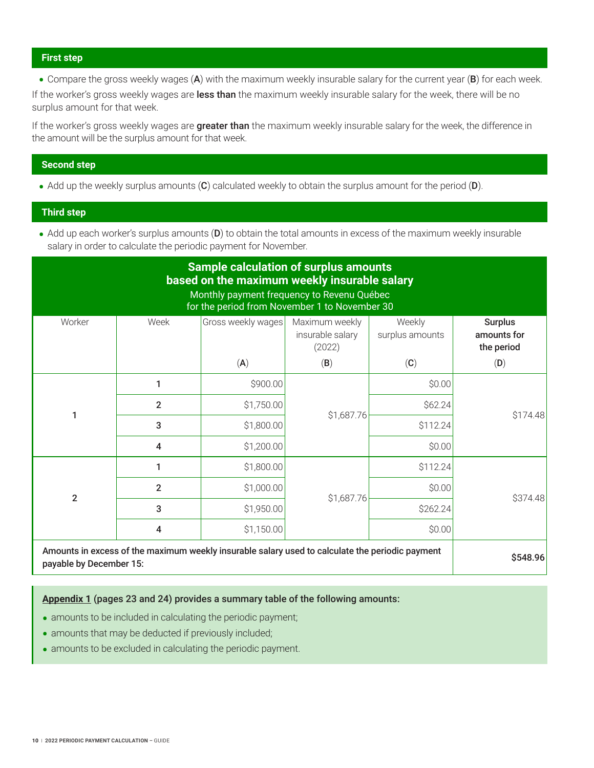### First step

- Compare the gross weekly wages (**A**) with the maximum weekly insurable salary for the current year (**B**) for each week.

If the worker's gross weekly wages are **less than** the maximum weekly insurable salary for the week, there will be no surplus amount for that week.

If the worker's gross weekly wages are **greater than** the maximum weekly insurable salary for the week, the difference in the amount will be the surplus amount for that week.

### Second step

- Add up the weekly surplus amounts (**C**) calculated weekly to obtain the surplus amount for the period (**D**).

### Third step

- Add up each worker's surplus amounts (**D**) to obtain the total amounts in excess of the maximum weekly insurable salary in order to calculate the periodic payment for November.

**Sample calculation of surplus amounts based on the maximum weekly insurable salary**

Monthly payment frequency to Revenu Québec for the period from November 1 to November 30

| Worker | Week | Gross weekly wages (**A**) | Maximum weekly insurable salary (2022) (**B**) | Weekly surplus amounts (**C**) | **Surplus amounts for the period** (**D**) |
|---|---|---|---|---|---|
| 1 | 1 | $900.00 | $1,687.76 | $0.00 | $174.48 |
| | 2 | $1,750.00 | | $62.24 | |
| | 3 | $1,800.00 | | $112.24 | |
| | 4 | $1,200.00 | | $0.00 | |
| 2 | 1 | $1,800.00 | $1,687.76 | $112.24 | $374.48 |
| | 2 | $1,000.00 | | $0.00 | |
| | 3 | $1,950.00 | | $262.24 | |
| | 4 | $1,150.00 | | $0.00 | |
| **Amounts in excess of the maximum weekly insurable salary used to calculate the periodic payment payable by December 15:** | | | | | **$548.96** |

**Appendix 1 (pages 23 and 24) provides a summary table of the following amounts:**

- amounts to be included in calculating the periodic payment;
- amounts that may be deducted if previously included;
- amounts to be excluded in calculating the periodic payment.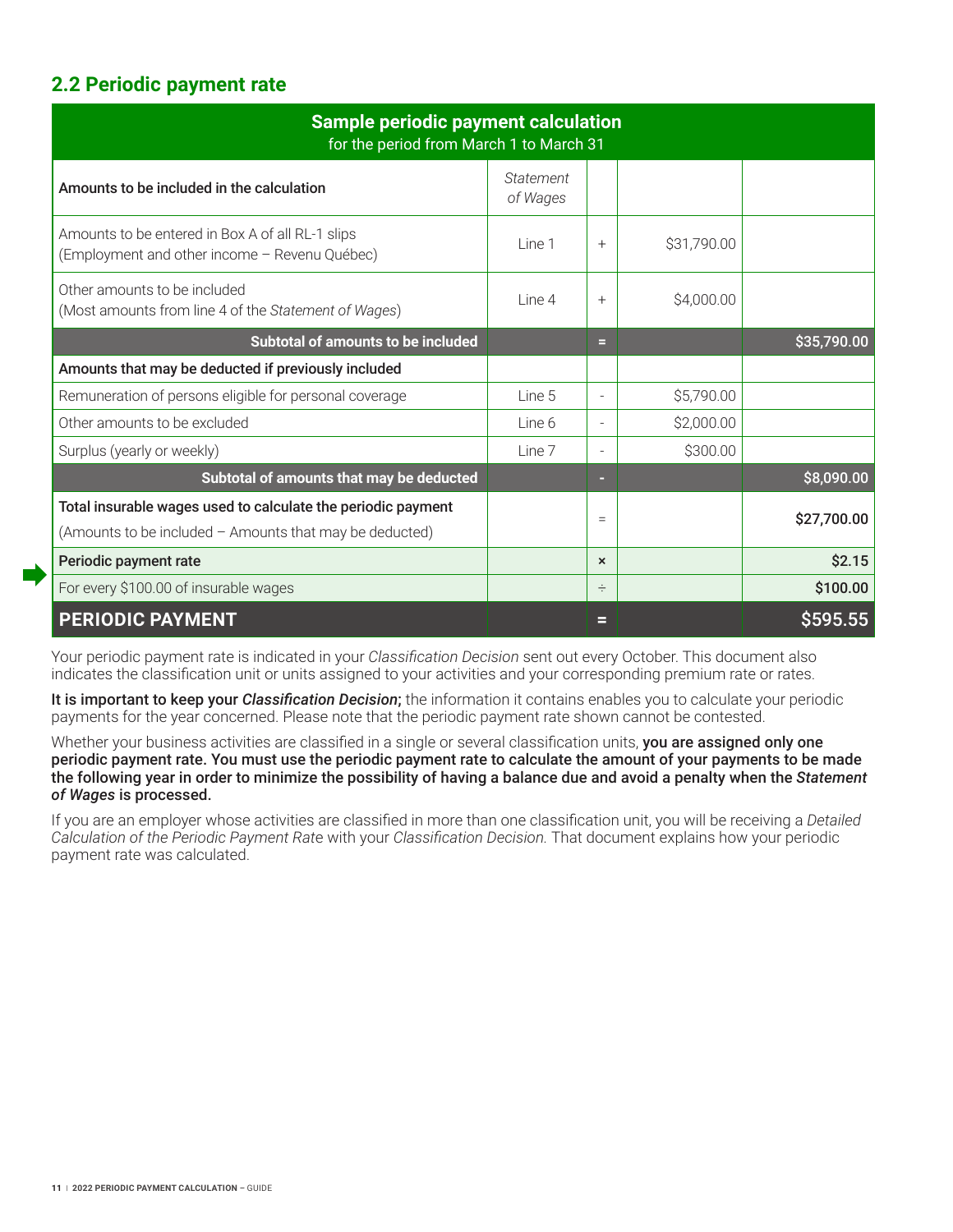## 2.2 Periodic payment rate

| Sample periodic payment calculation<br>for the period from March 1 to March 31 | | | | |
|---|---|---|---|---|
| **Amounts to be included in the calculation** | *Statement of Wages* | | | |
| Amounts to be entered in Box A of all RL-1 slips (Employment and other income – Revenu Québec) | Line 1 | + | $31,790.00 | |
| Other amounts to be included (Most amounts from line 4 of the *Statement of Wages*) | Line 4 | + | $4,000.00 | |
| **Subtotal of amounts to be included** | | = | | $35,790.00 |
| **Amounts that may be deducted if previously included** | | | | |
| Remuneration of persons eligible for personal coverage | Line 5 | - | $5,790.00 | |
| Other amounts to be excluded | Line 6 | - | $2,000.00 | |
| Surplus (yearly or weekly) | Line 7 | - | $300.00 | |
| **Subtotal of amounts that may be deducted** | | - | | $8,090.00 |
| **Total insurable wages used to calculate the periodic payment** (Amounts to be included – Amounts that may be deducted) | | = | | $27,700.00 |
| **Periodic payment rate** | | × | | $2.15 |
| For every $100.00 of insurable wages | | ÷ | | $100.00 |
| **PERIODIC PAYMENT** | | = | | $595.55 |

Your periodic payment rate is indicated in your *Classification Decision* sent out every October. This document also indicates the classification unit or units assigned to your activities and your corresponding premium rate or rates.

**It is important to keep your *Classification Decision*;** the information it contains enables you to calculate your periodic payments for the year concerned. Please note that the periodic payment rate shown cannot be contested.

Whether your business activities are classified in a single or several classification units, **you are assigned only one periodic payment rate. You must use the periodic payment rate to calculate the amount of your payments to be made the following year in order to minimize the possibility of having a balance due and avoid a penalty when the *Statement of Wages* is processed.**

If you are an employer whose activities are classified in more than one classification unit, you will be receiving a *Detailed Calculation of the Periodic Payment Rate* with your *Classification Decision.* That document explains how your periodic payment rate was calculated.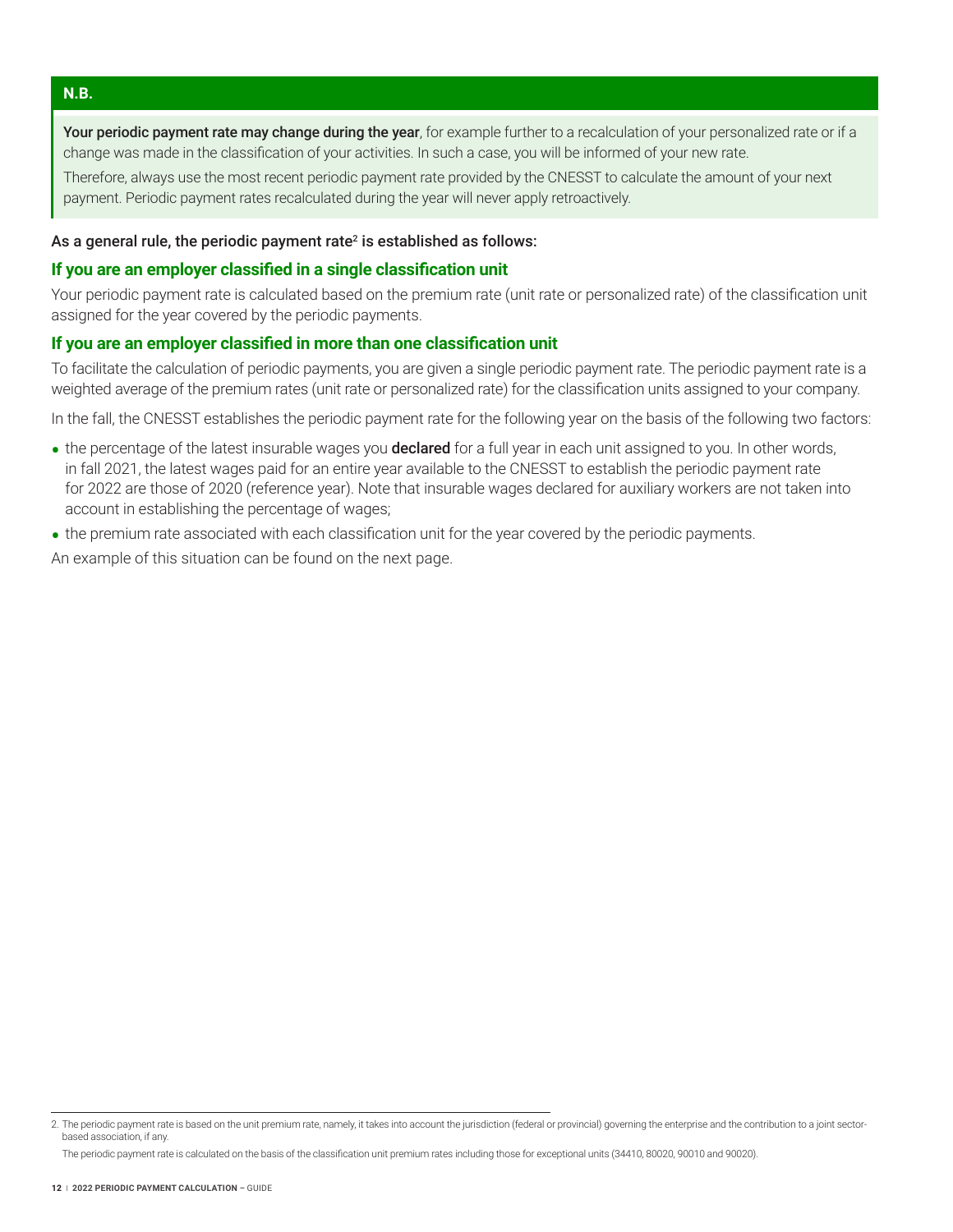**N.B.**

**Your periodic payment rate may change during the year**, for example further to a recalculation of your personalized rate or if a change was made in the classification of your activities. In such a case, you will be informed of your new rate.

Therefore, always use the most recent periodic payment rate provided by the CNESST to calculate the amount of your next payment. Periodic payment rates recalculated during the year will never apply retroactively.

As a general rule, the periodic payment rate[2] is established as follows:

### If you are an employer classified in a single classification unit

Your periodic payment rate is calculated based on the premium rate (unit rate or personalized rate) of the classification unit assigned for the year covered by the periodic payments.

### If you are an employer classified in more than one classification unit

To facilitate the calculation of periodic payments, you are given a single periodic payment rate. The periodic payment rate is a weighted average of the premium rates (unit rate or personalized rate) for the classification units assigned to your company.

In the fall, the CNESST establishes the periodic payment rate for the following year on the basis of the following two factors:

- the percentage of the latest insurable wages you **declared** for a full year in each unit assigned to you. In other words, in fall 2021, the latest wages paid for an entire year available to the CNESST to establish the periodic payment rate for 2022 are those of 2020 (reference year). Note that insurable wages declared for auxiliary workers are not taken into account in establishing the percentage of wages;
- the premium rate associated with each classification unit for the year covered by the periodic payments.

An example of this situation can be found on the next page.

---

2. The periodic payment rate is based on the unit premium rate, namely, it takes into account the jurisdiction (federal or provincial) governing the enterprise and the contribution to a joint sector-based association, if any.

The periodic payment rate is calculated on the basis of the classification unit premium rates including those for exceptional units (34410, 80020, 90010 and 90020).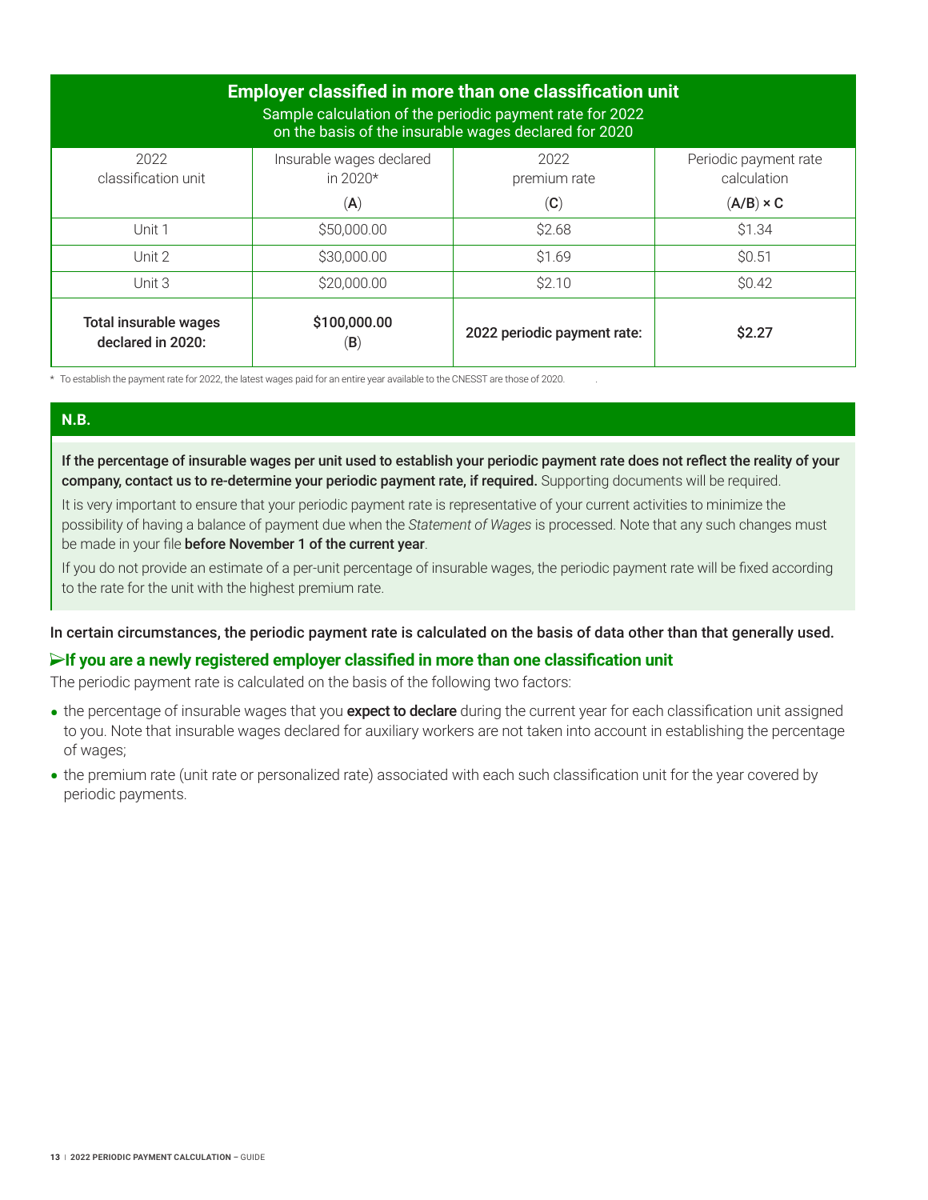## Employer classified in more than one classification unit

Sample calculation of the periodic payment rate for 2022 on the basis of the insurable wages declared for 2020

| 2022 classification unit | Insurable wages declared in 2020* (**A**) | 2022 premium rate (**C**) | Periodic payment rate calculation (**A/B**) × C |
|---|---|---|---|
| Unit 1 | $50,000.00 | $2.68 | $1.34 |
| Unit 2 | $30,000.00 | $1.69 | $0.51 |
| Unit 3 | $20,000.00 | $2.10 | $0.42 |
| **Total insurable wages declared in 2020:** | **$100,000.00** (**B**) | **2022 periodic payment rate:** | **$2.27** |

* To establish the payment rate for 2022, the latest wages paid for an entire year available to the CNESST are those of 2020.

**N.B.**

**If the percentage of insurable wages per unit used to establish your periodic payment rate does not reflect the reality of your company, contact us to re-determine your periodic payment rate, if required.** Supporting documents will be required.

It is very important to ensure that your periodic payment rate is representative of your current activities to minimize the possibility of having a balance of payment due when the *Statement of Wages* is processed. Note that any such changes must be made in your file **before November 1 of the current year**.

If you do not provide an estimate of a per-unit percentage of insurable wages, the periodic payment rate will be fixed according to the rate for the unit with the highest premium rate.

**In certain circumstances, the periodic payment rate is calculated on the basis of data other than that generally used.**

### ➢If you are a newly registered employer classified in more than one classification unit

The periodic payment rate is calculated on the basis of the following two factors:

- the percentage of insurable wages that you **expect to declare** during the current year for each classification unit assigned to you. Note that insurable wages declared for auxiliary workers are not taken into account in establishing the percentage of wages;
- the premium rate (unit rate or personalized rate) associated with each such classification unit for the year covered by periodic payments.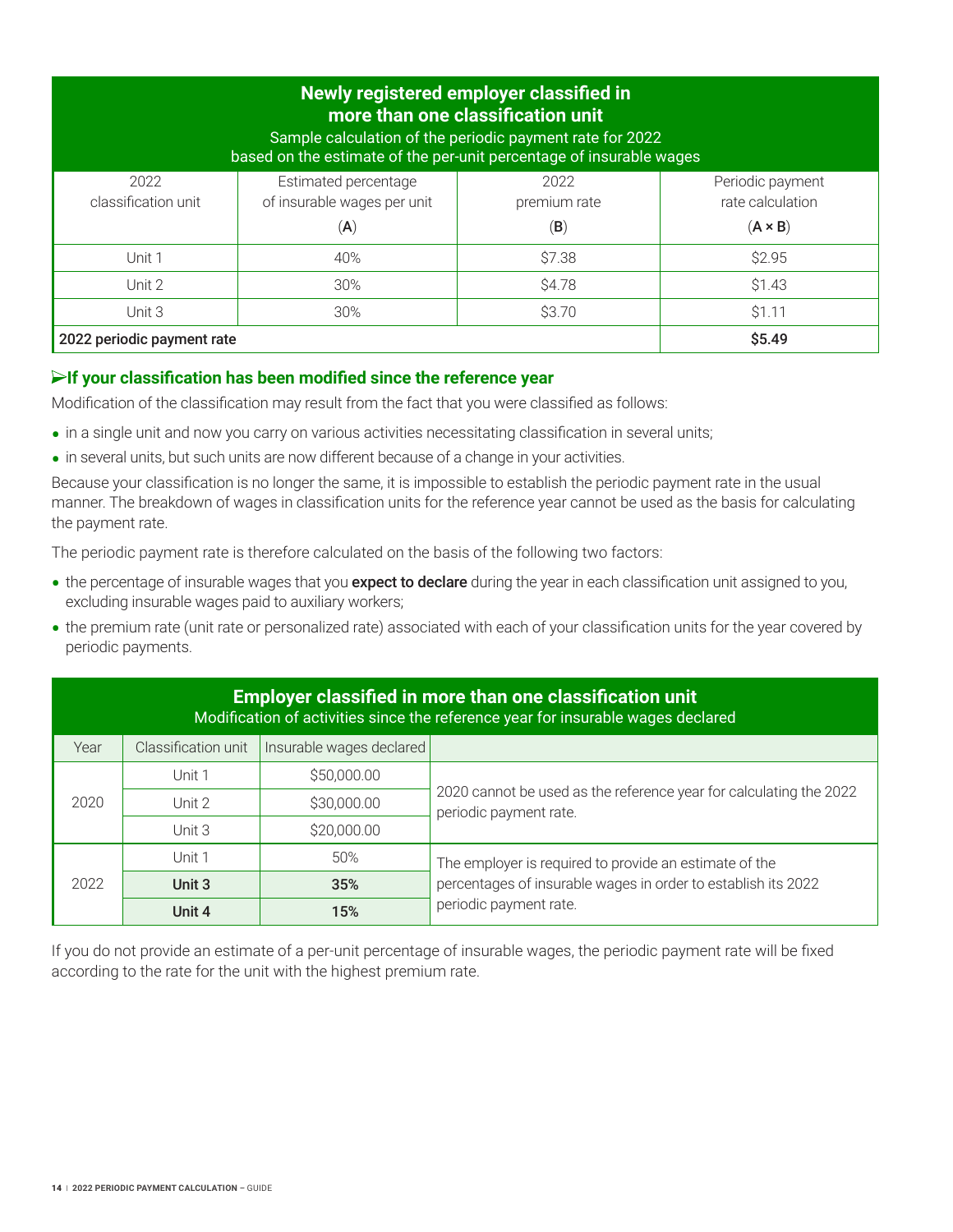| **Newly registered employer classified in more than one classification unit**<br>Sample calculation of the periodic payment rate for 2022 based on the estimate of the per-unit percentage of insurable wages | | | |
|---|---|---|---|
| 2022 classification unit | Estimated percentage of insurable wages per unit (**A**) | 2022 premium rate (**B**) | Periodic payment rate calculation (**A × B**) |
| Unit 1 | 40% | $7.38 | $2.95 |
| Unit 2 | 30% | $4.78 | $1.43 |
| Unit 3 | 30% | $3.70 | $1.11 |
| **2022 periodic payment rate** | | | **$5.49** |

### ➢If your classification has been modified since the reference year

Modification of the classification may result from the fact that you were classified as follows:

- in a single unit and now you carry on various activities necessitating classification in several units;
- in several units, but such units are now different because of a change in your activities.

Because your classification is no longer the same, it is impossible to establish the periodic payment rate in the usual manner. The breakdown of wages in classification units for the reference year cannot be used as the basis for calculating the payment rate.

The periodic payment rate is therefore calculated on the basis of the following two factors:

- the percentage of insurable wages that you **expect to declare** during the year in each classification unit assigned to you, excluding insurable wages paid to auxiliary workers;
- the premium rate (unit rate or personalized rate) associated with each of your classification units for the year covered by periodic payments.

| **Employer classified in more than one classification unit**<br>Modification of activities since the reference year for insurable wages declared | | | |
|---|---|---|---|
| Year | Classification unit | Insurable wages declared | |
| 2020 | Unit 1 | $50,000.00 | 2020 cannot be used as the reference year for calculating the 2022 periodic payment rate. |
| | Unit 2 | $30,000.00 | |
| | Unit 3 | $20,000.00 | |
| 2022 | Unit 1 | 50% | The employer is required to provide an estimate of the percentages of insurable wages in order to establish its 2022 periodic payment rate. |
| | **Unit 3** | **35%** | |
| | **Unit 4** | **15%** | |

If you do not provide an estimate of a per-unit percentage of insurable wages, the periodic payment rate will be fixed according to the rate for the unit with the highest premium rate.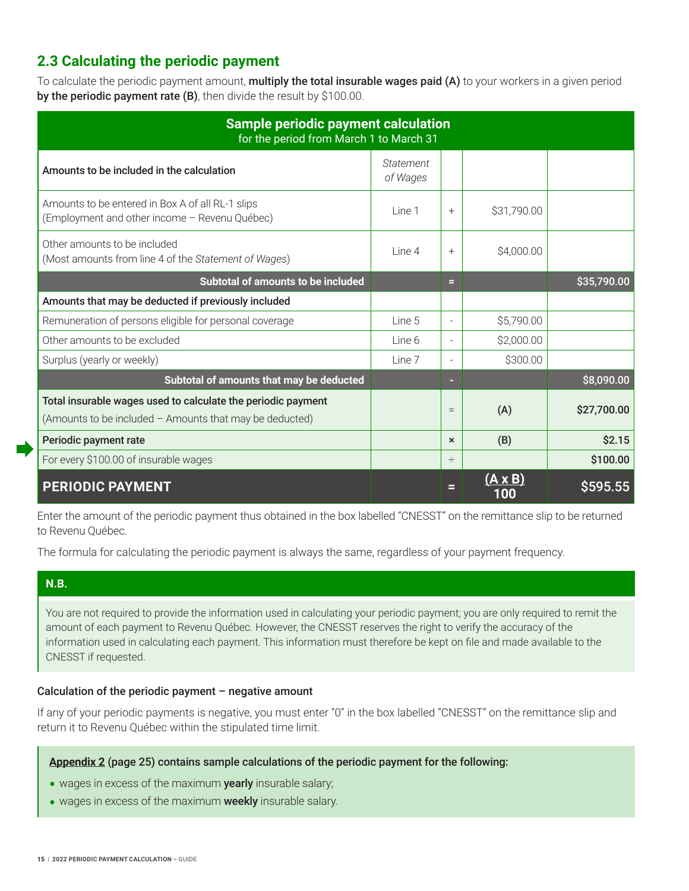## 2.3 Calculating the periodic payment

To calculate the periodic payment amount, **multiply the total insurable wages paid (A)** to your workers in a given period **by the periodic payment rate (B)**, then divide the result by $100.00.

| **Sample periodic payment calculation**<br>for the period from March 1 to March 31 | | | | |
|---|---|---|---|---|
| **Amounts to be included in the calculation** | *Statement of Wages* | | | |
| Amounts to be entered in Box A of all RL-1 slips (Employment and other income – Revenu Québec) | Line 1 | + | $31,790.00 | |
| Other amounts to be included (Most amounts from line 4 of the *Statement of Wages*) | Line 4 | + | $4,000.00 | |
| **Subtotal of amounts to be included** | | = | | $35,790.00 |
| **Amounts that may be deducted if previously included** | | | | |
| Remuneration of persons eligible for personal coverage | Line 5 | - | $5,790.00 | |
| Other amounts to be excluded | Line 6 | - | $2,000.00 | |
| Surplus (yearly or weekly) | Line 7 | - | $300.00 | |
| **Subtotal of amounts that may be deducted** | | - | | $8,090.00 |
| **Total insurable wages used to calculate the periodic payment**<br>(Amounts to be included – Amounts that may be deducted) | | = | (A) | $27,700.00 |
| **Periodic payment rate** | | × | (B) | $2.15 |
| For every $100.00 of insurable wages | | ÷ | | $100.00 |
| **PERIODIC PAYMENT** | | = | $\frac{A \times B}{100}$ | **$595.55** |

Enter the amount of the periodic payment thus obtained in the box labelled "CNESST" on the remittance slip to be returned to Revenu Québec.

The formula for calculating the periodic payment is always the same, regardless of your payment frequency.

**N.B.**

You are not required to provide the information used in calculating your periodic payment; you are only required to remit the amount of each payment to Revenu Québec. However, the CNESST reserves the right to verify the accuracy of the information used in calculating each payment. This information must therefore be kept on file and made available to the CNESST if requested.

### Calculation of the periodic payment – negative amount

If any of your periodic payments is negative, you must enter "0" in the box labelled "CNESST" on the remittance slip and return it to Revenu Québec within the stipulated time limit.

**Appendix 2 (page 25) contains sample calculations of the periodic payment for the following:**

- wages in excess of the maximum **yearly** insurable salary;
- wages in excess of the maximum **weekly** insurable salary.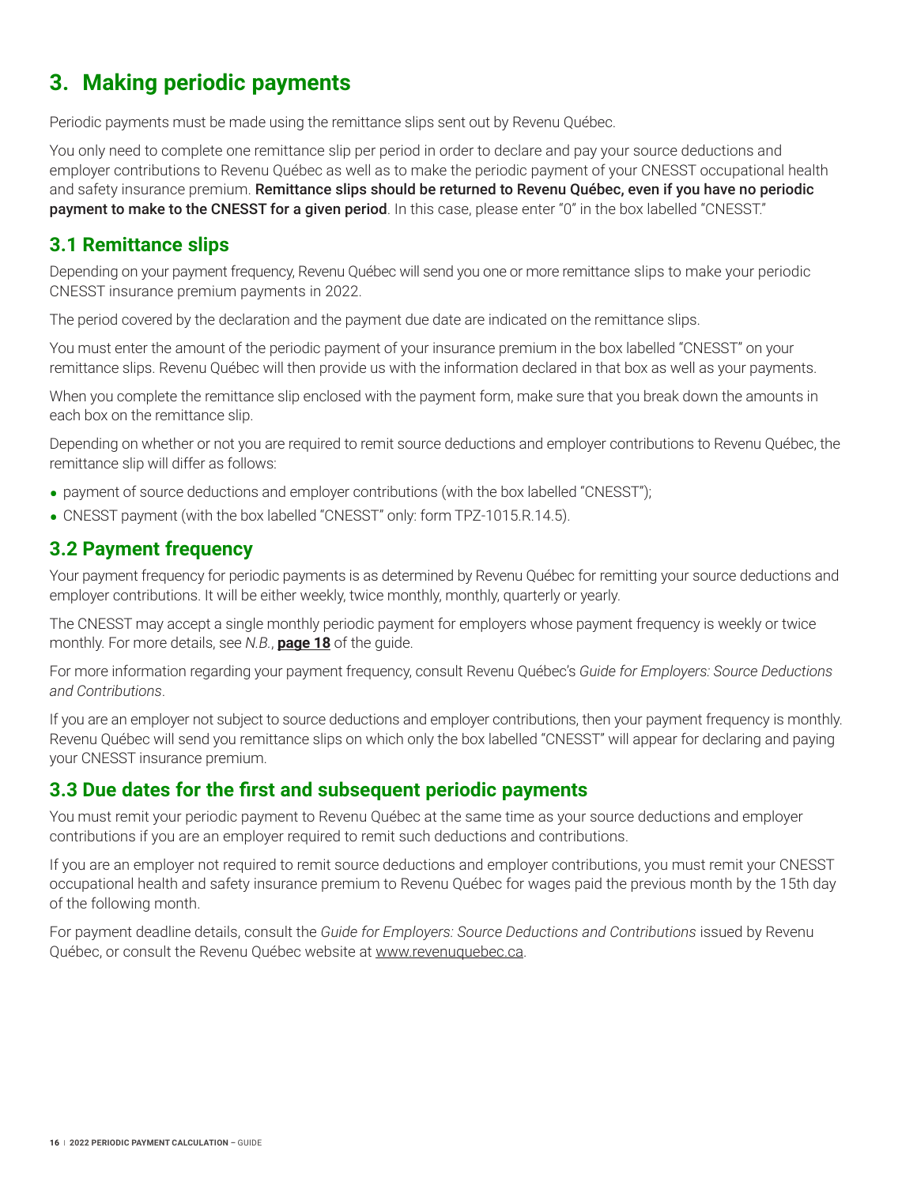# 3. Making periodic payments

Periodic payments must be made using the remittance slips sent out by Revenu Québec.

You only need to complete one remittance slip per period in order to declare and pay your source deductions and employer contributions to Revenu Québec as well as to make the periodic payment of your CNESST occupational health and safety insurance premium. **Remittance slips should be returned to Revenu Québec, even if you have no periodic payment to make to the CNESST for a given period**. In this case, please enter "0" in the box labelled "CNESST."

## 3.1 Remittance slips

Depending on your payment frequency, Revenu Québec will send you one or more remittance slips to make your periodic CNESST insurance premium payments in 2022.

The period covered by the declaration and the payment due date are indicated on the remittance slips.

You must enter the amount of the periodic payment of your insurance premium in the box labelled "CNESST" on your remittance slips. Revenu Québec will then provide us with the information declared in that box as well as your payments.

When you complete the remittance slip enclosed with the payment form, make sure that you break down the amounts in each box on the remittance slip.

Depending on whether or not you are required to remit source deductions and employer contributions to Revenu Québec, the remittance slip will differ as follows:

- payment of source deductions and employer contributions (with the box labelled "CNESST");
- CNESST payment (with the box labelled "CNESST" only: form TPZ-1015.R.14.5).

## 3.2 Payment frequency

Your payment frequency for periodic payments is as determined by Revenu Québec for remitting your source deductions and employer contributions. It will be either weekly, twice monthly, monthly, quarterly or yearly.

The CNESST may accept a single monthly periodic payment for employers whose payment frequency is weekly or twice monthly. For more details, see *N.B.*, **page 18** of the guide.

For more information regarding your payment frequency, consult Revenu Québec's *Guide for Employers: Source Deductions and Contributions*.

If you are an employer not subject to source deductions and employer contributions, then your payment frequency is monthly. Revenu Québec will send you remittance slips on which only the box labelled "CNESST" will appear for declaring and paying your CNESST insurance premium.

## 3.3 Due dates for the first and subsequent periodic payments

You must remit your periodic payment to Revenu Québec at the same time as your source deductions and employer contributions if you are an employer required to remit such deductions and contributions.

If you are an employer not required to remit source deductions and employer contributions, you must remit your CNESST occupational health and safety insurance premium to Revenu Québec for wages paid the previous month by the 15th day of the following month.

For payment deadline details, consult the *Guide for Employers: Source Deductions and Contributions* issued by Revenu Québec, or consult the Revenu Québec website at www.revenuquebec.ca.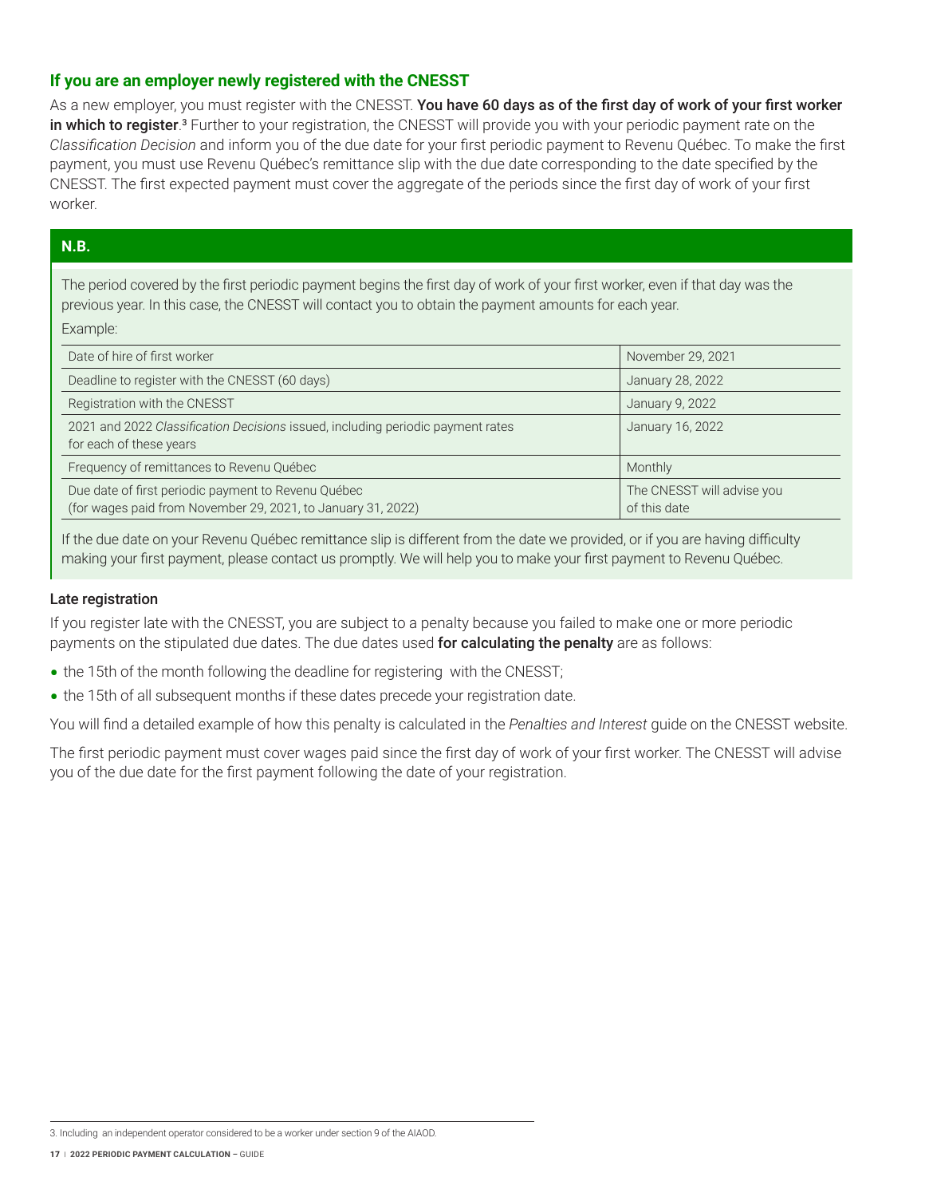### If you are an employer newly registered with the CNESST

As a new employer, you must register with the CNESST. **You have 60 days as of the first day of work of your first worker in which to register**.[3] Further to your registration, the CNESST will provide you with your periodic payment rate on the *Classification Decision* and inform you of the due date for your first periodic payment to Revenu Québec. To make the first payment, you must use Revenu Québec's remittance slip with the due date corresponding to the date specified by the CNESST. The first expected payment must cover the aggregate of the periods since the first day of work of your first worker.

**N.B.**

The period covered by the first periodic payment begins the first day of work of your first worker, even if that day was the previous year. In this case, the CNESST will contact you to obtain the payment amounts for each year.

Example:

| | |
|---|---|
| Date of hire of first worker | November 29, 2021 |
| Deadline to register with the CNESST (60 days) | January 28, 2022 |
| Registration with the CNESST | January 9, 2022 |
| 2021 and 2022 *Classification Decisions* issued, including periodic payment rates for each of these years | January 16, 2022 |
| Frequency of remittances to Revenu Québec | Monthly |
| Due date of first periodic payment to Revenu Québec (for wages paid from November 29, 2021, to January 31, 2022) | The CNESST will advise you of this date |

If the due date on your Revenu Québec remittance slip is different from the date we provided, or if you are having difficulty making your first payment, please contact us promptly. We will help you to make your first payment to Revenu Québec.

#### Late registration

If you register late with the CNESST, you are subject to a penalty because you failed to make one or more periodic payments on the stipulated due dates. The due dates used **for calculating the penalty** are as follows:

- the 15th of the month following the deadline for registering with the CNESST;
- the 15th of all subsequent months if these dates precede your registration date.

You will find a detailed example of how this penalty is calculated in the *Penalties and Interest* guide on the CNESST website.

The first periodic payment must cover wages paid since the first day of work of your first worker. The CNESST will advise you of the due date for the first payment following the date of your registration.

3. Including an independent operator considered to be a worker under section 9 of the AIAOD.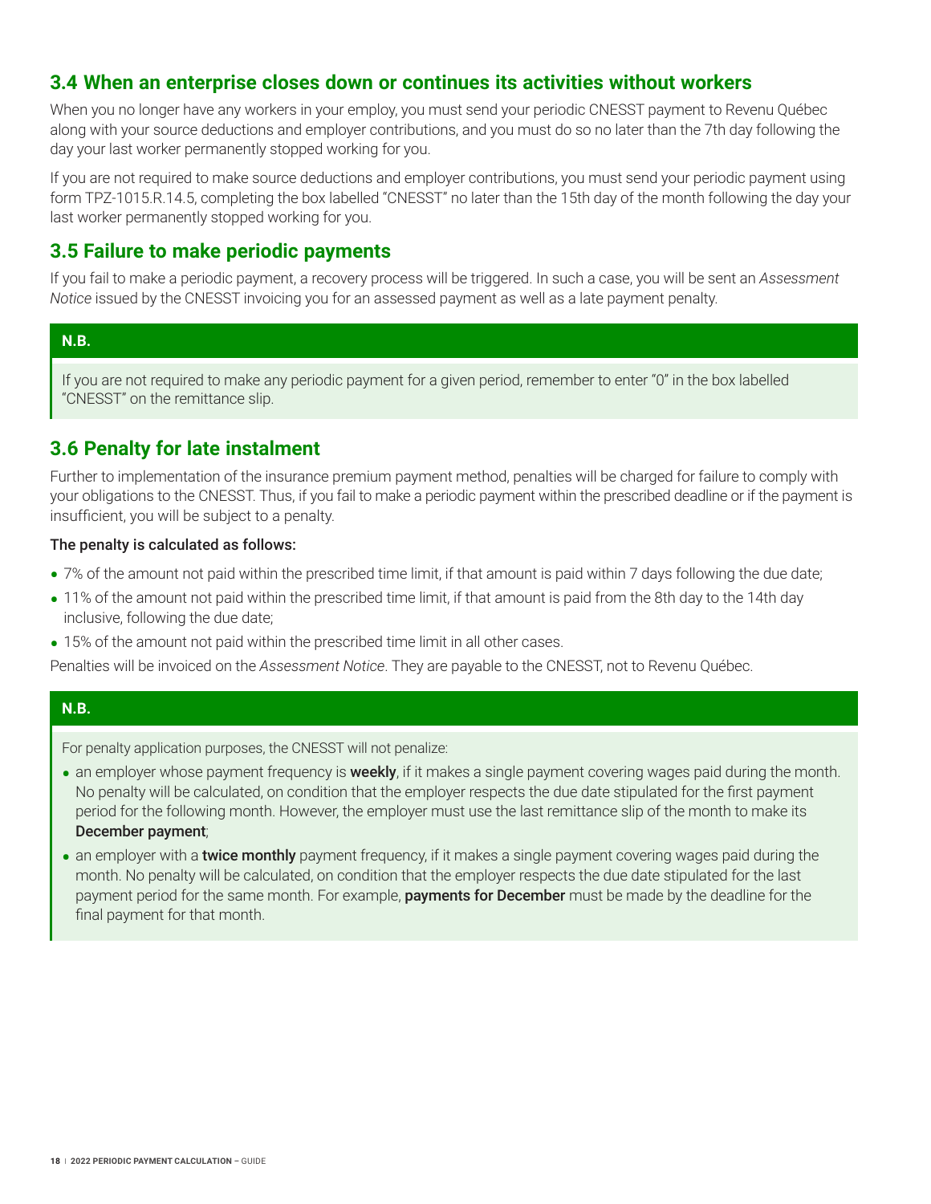## 3.4 When an enterprise closes down or continues its activities without workers

When you no longer have any workers in your employ, you must send your periodic CNESST payment to Revenu Québec along with your source deductions and employer contributions, and you must do so no later than the 7th day following the day your last worker permanently stopped working for you.

If you are not required to make source deductions and employer contributions, you must send your periodic payment using form TPZ-1015.R.14.5, completing the box labelled "CNESST" no later than the 15th day of the month following the day your last worker permanently stopped working for you.

## 3.5 Failure to make periodic payments

If you fail to make a periodic payment, a recovery process will be triggered. In such a case, you will be sent an *Assessment Notice* issued by the CNESST invoicing you for an assessed payment as well as a late payment penalty.

**N.B.**

If you are not required to make any periodic payment for a given period, remember to enter "0" in the box labelled "CNESST" on the remittance slip.

## 3.6 Penalty for late instalment

Further to implementation of the insurance premium payment method, penalties will be charged for failure to comply with your obligations to the CNESST. Thus, if you fail to make a periodic payment within the prescribed deadline or if the payment is insufficient, you will be subject to a penalty.

**The penalty is calculated as follows:**

- 7% of the amount not paid within the prescribed time limit, if that amount is paid within 7 days following the due date;
- 11% of the amount not paid within the prescribed time limit, if that amount is paid from the 8th day to the 14th day inclusive, following the due date;
- 15% of the amount not paid within the prescribed time limit in all other cases.

Penalties will be invoiced on the *Assessment Notice*. They are payable to the CNESST, not to Revenu Québec.

**N.B.**

For penalty application purposes, the CNESST will not penalize:

- an employer whose payment frequency is **weekly**, if it makes a single payment covering wages paid during the month. No penalty will be calculated, on condition that the employer respects the due date stipulated for the first payment period for the following month. However, the employer must use the last remittance slip of the month to make its **December payment**;
- an employer with a **twice monthly** payment frequency, if it makes a single payment covering wages paid during the month. No penalty will be calculated, on condition that the employer respects the due date stipulated for the last payment period for the same month. For example, **payments for December** must be made by the deadline for the final payment for that month.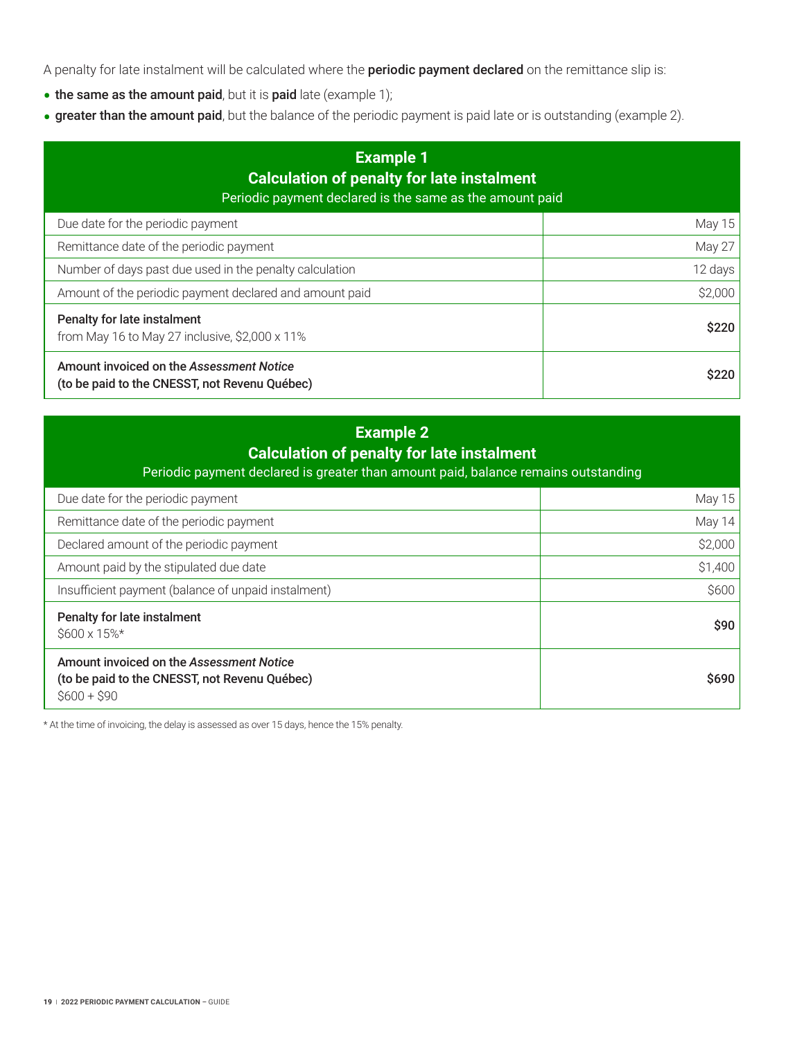A penalty for late instalment will be calculated where the **periodic payment declared** on the remittance slip is:

- **the same as the amount paid**, but it is **paid** late (example 1);
- **greater than the amount paid**, but the balance of the periodic payment is paid late or is outstanding (example 2).

| **Example 1**<br>**Calculation of penalty for late instalment**<br>Periodic payment declared is the same as the amount paid | |
|---|---|
| Due date for the periodic payment | May 15 |
| Remittance date of the periodic payment | May 27 |
| Number of days past due used in the penalty calculation | 12 days |
| Amount of the periodic payment declared and amount paid | $2,000 |
| **Penalty for late instalment**<br>from May 16 to May 27 inclusive, $2,000 x 11% | **$220** |
| **Amount invoiced on the *Assessment Notice***<br>**(to be paid to the CNESST, not Revenu Québec)** | **$220** |

| **Example 2**<br>**Calculation of penalty for late instalment**<br>Periodic payment declared is greater than amount paid, balance remains outstanding | |
|---|---|
| Due date for the periodic payment | May 15 |
| Remittance date of the periodic payment | May 14 |
| Declared amount of the periodic payment | $2,000 |
| Amount paid by the stipulated due date | $1,400 |
| Insufficient payment (balance of unpaid instalment) | $600 |
| **Penalty for late instalment**<br>$600 x 15%* | **$90** |
| **Amount invoiced on the *Assessment Notice***<br>**(to be paid to the CNESST, not Revenu Québec)**<br>$600 + $90 | **$690** |

* At the time of invoicing, the delay is assessed as over 15 days, hence the 15% penalty.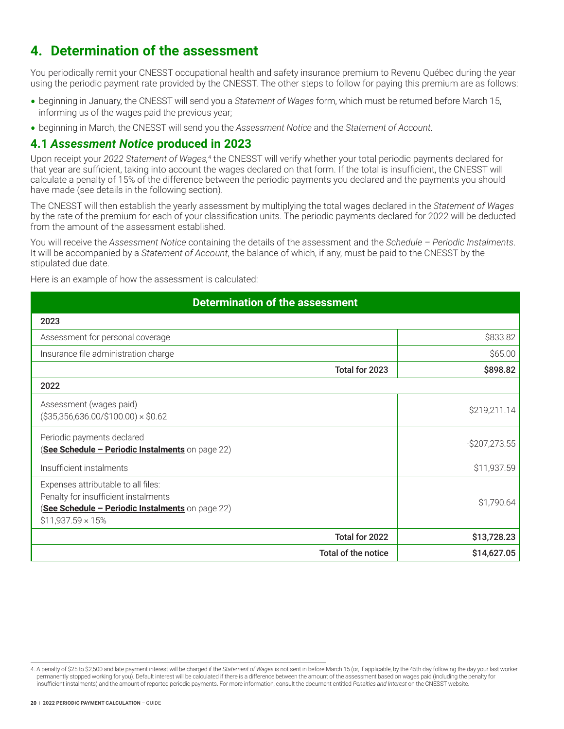# 4. Determination of the assessment

You periodically remit your CNESST occupational health and safety insurance premium to Revenu Québec during the year using the periodic payment rate provided by the CNESST. The other steps to follow for paying this premium are as follows:

- beginning in January, the CNESST will send you a *Statement of Wages* form, which must be returned before March 15, informing us of the wages paid the previous year;
- beginning in March, the CNESST will send you the *Assessment Notice* and the *Statement of Account*.

## 4.1 *Assessment Notice* produced in 2023

Upon receipt your *2022 Statement of Wages,*[4] the CNESST will verify whether your total periodic payments declared for that year are sufficient, taking into account the wages declared on that form. If the total is insufficient, the CNESST will calculate a penalty of 15% of the difference between the periodic payments you declared and the payments you should have made (see details in the following section).

The CNESST will then establish the yearly assessment by multiplying the total wages declared in the *Statement of Wages* by the rate of the premium for each of your classification units. The periodic payments declared for 2022 will be deducted from the amount of the assessment established.

You will receive the *Assessment Notice* containing the details of the assessment and the *Schedule – Periodic Instalments*. It will be accompanied by a *Statement of Account*, the balance of which, if any, must be paid to the CNESST by the stipulated due date.

Here is an example of how the assessment is calculated:

| Determination of the assessment | |
|---|---|
| **2023** | |
| Assessment for personal coverage | $833.82 |
| Insurance file administration charge | $65.00 |
| **Total for 2023** | **$898.82** |
| **2022** | |
| Assessment (wages paid)<br>($35,356,636.00/$100.00) × $0.62 | $219,211.14 |
| Periodic payments declared<br>(**See Schedule – Periodic Instalments** on page 22) | -$207,273.55 |
| Insufficient instalments | $11,937.59 |
| Expenses attributable to all files:<br>Penalty for insufficient instalments<br>(**See Schedule – Periodic Instalments** on page 22)<br>$11,937.59 × 15% | $1,790.64 |
| **Total for 2022** | **$13,728.23** |
| **Total of the notice** | **$14,627.05** |

4. A penalty of $25 to $2,500 and late payment interest will be charged if the *Statement of Wages* is not sent in before March 15 (or, if applicable, by the 45th day following the day your last worker permanently stopped working for you). Default interest will be calculated if there is a difference between the amount of the assessment based on wages paid (including the penalty for insufficient instalments) and the amount of reported periodic payments. For more information, consult the document entitled *Penalties and Interest* on the CNESST website.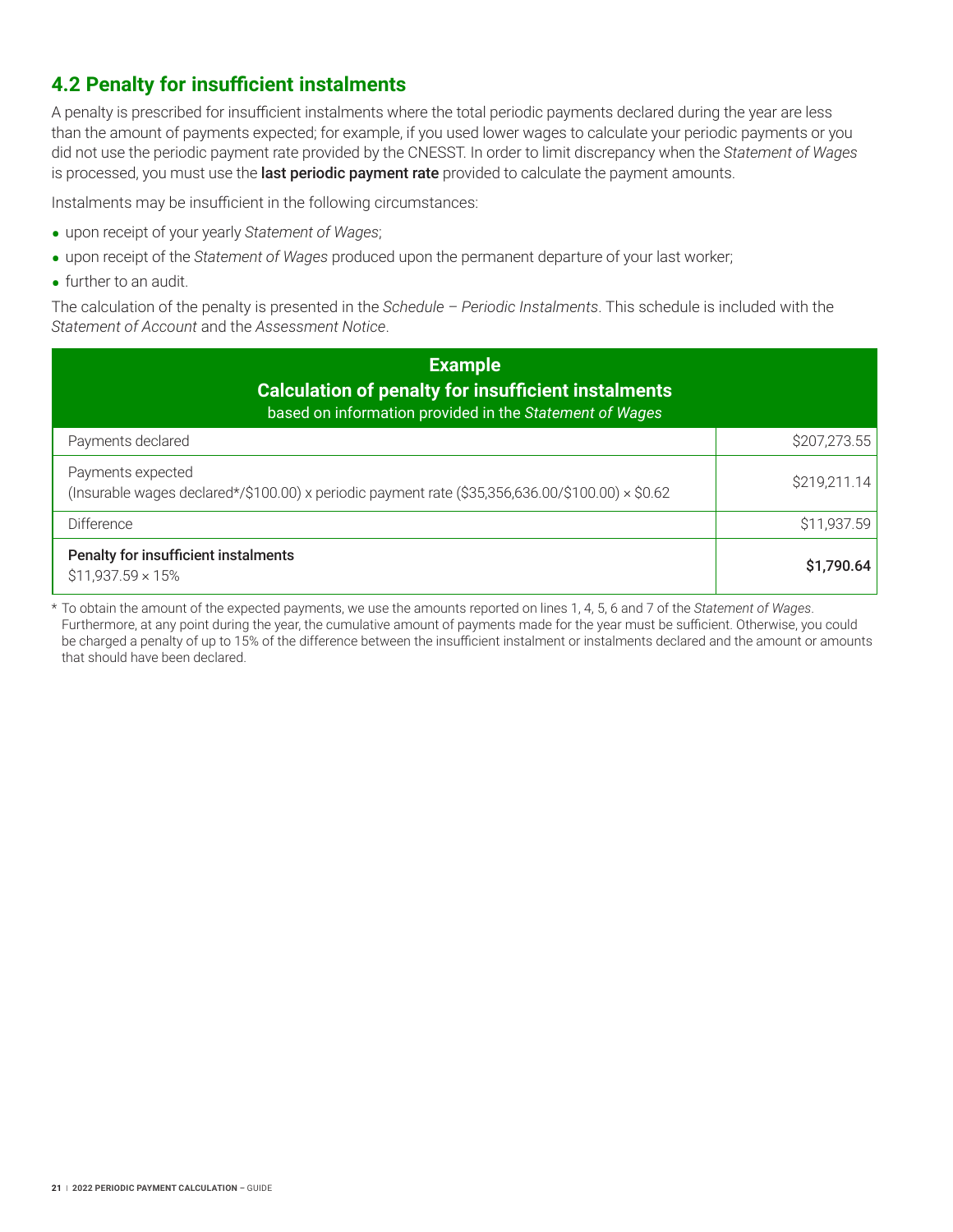## 4.2 Penalty for insufficient instalments

A penalty is prescribed for insufficient instalments where the total periodic payments declared during the year are less than the amount of payments expected; for example, if you used lower wages to calculate your periodic payments or you did not use the periodic payment rate provided by the CNESST. In order to limit discrepancy when the *Statement of Wages* is processed, you must use the **last periodic payment rate** provided to calculate the payment amounts.

Instalments may be insufficient in the following circumstances:

- upon receipt of your yearly *Statement of Wages*;
- upon receipt of the *Statement of Wages* produced upon the permanent departure of your last worker;
- further to an audit.

The calculation of the penalty is presented in the *Schedule – Periodic Instalments*. This schedule is included with the *Statement of Account* and the *Assessment Notice*.

| **Example**<br>**Calculation of penalty for insufficient instalments**<br>based on information provided in the *Statement of Wages* | |
|---|---|
| Payments declared | $207,273.55 |
| Payments expected<br>(Insurable wages declared*/$100.00) x periodic payment rate ($35,356,636.00/$100.00) × $0.62 | $219,211.14 |
| Difference | $11,937.59 |
| **Penalty for insufficient instalments**<br>$11,937.59 × 15% | **$1,790.64** |

\* To obtain the amount of the expected payments, we use the amounts reported on lines 1, 4, 5, 6 and 7 of the *Statement of Wages*. Furthermore, at any point during the year, the cumulative amount of payments made for the year must be sufficient. Otherwise, you could be charged a penalty of up to 15% of the difference between the insufficient instalment or instalments declared and the amount or amounts that should have been declared.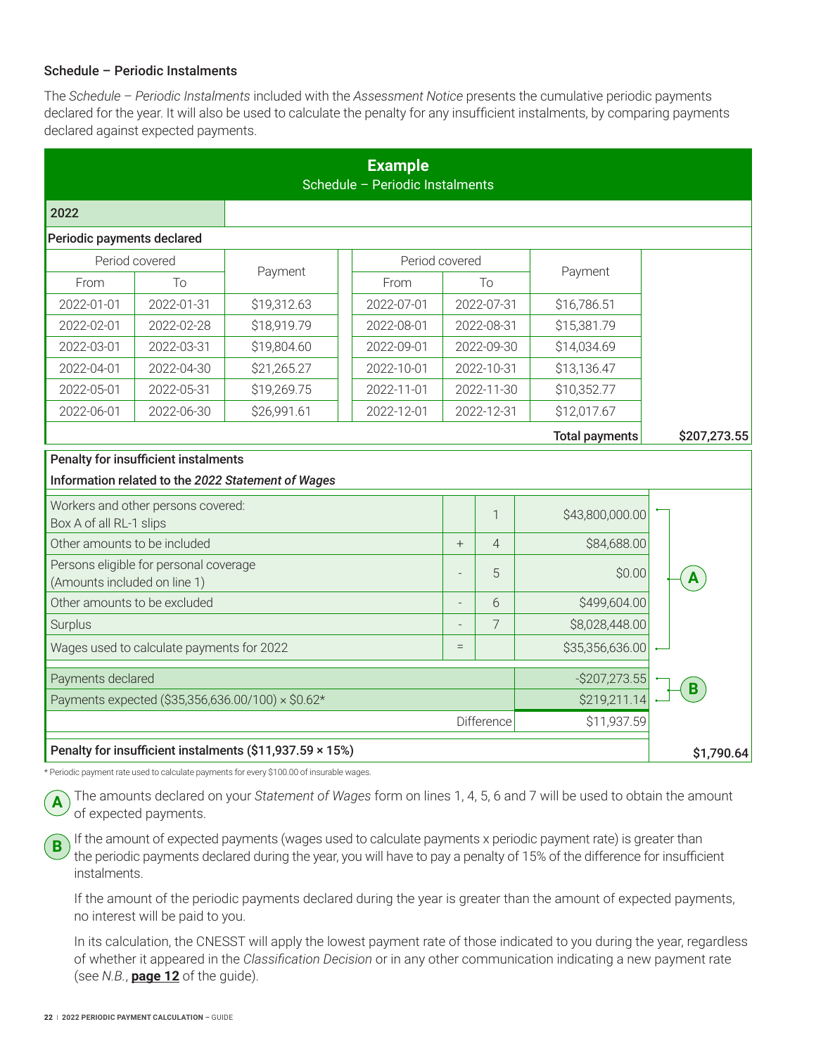### Schedule – Periodic Instalments

The *Schedule – Periodic Instalments* included with the *Assessment Notice* presents the cumulative periodic payments declared for the year. It will also be used to calculate the penalty for any insufficient instalments, by comparing payments declared against expected payments.

**Example**
Schedule – Periodic Instalments

**2022**

**Periodic payments declared**

| Period covered | | Payment | Period covered | | Payment |
|---|---|---|---|---|---|
| From | To | | From | To | |
| 2022-01-01 | 2022-01-31 | $19,312.63 | 2022-07-01 | 2022-07-31 | $16,786.51 |
| 2022-02-01 | 2022-02-28 | $18,919.79 | 2022-08-01 | 2022-08-31 | $15,381.79 |
| 2022-03-01 | 2022-03-31 | $19,804.60 | 2022-09-01 | 2022-09-30 | $14,034.69 |
| 2022-04-01 | 2022-04-30 | $21,265.27 | 2022-10-01 | 2022-10-31 | $13,136.47 |
| 2022-05-01 | 2022-05-31 | $19,269.75 | 2022-11-01 | 2022-11-30 | $10,352.77 |
| 2022-06-01 | 2022-06-30 | $26,991.61 | 2022-12-01 | 2022-12-31 | $12,017.67 |
| | | | | **Total payments** | **$207,273.55** |

**Penalty for insufficient instalments**

**Information related to the *2022 Statement of Wages***

| Description | | Line | Amount | |
|---|---|---|---|---|
| Workers and other persons covered: Box A of all RL-1 slips | | 1 | $43,800,000.00 | A |
| Other amounts to be included | + | 4 | $84,688.00 | A |
| Persons eligible for personal coverage (Amounts included on line 1) | - | 5 | $0.00 | A |
| Other amounts to be excluded | - | 6 | $499,604.00 | A |
| Surplus | - | 7 | $8,028,448.00 | A |
| Wages used to calculate payments for 2022 | = | | $35,356,636.00 | A |
| Payments declared | | | -$207,273.55 | B |
| Payments expected ($35,356,636.00/100) × $0.62* | | | $219,211.14 | B |
| | | Difference | $11,937.59 | |
| **Penalty for insufficient instalments ($11,937.59 × 15%)** | | | | **$1,790.64** |

\* Periodic payment rate used to calculate payments for every $100.00 of insurable wages.

**A** The amounts declared on your *Statement of Wages* form on lines 1, 4, 5, 6 and 7 will be used to obtain the amount of expected payments.

**B** If the amount of expected payments (wages used to calculate payments x periodic payment rate) is greater than the periodic payments declared during the year, you will have to pay a penalty of 15% of the difference for insufficient instalments.

If the amount of the periodic payments declared during the year is greater than the amount of expected payments, no interest will be paid to you.

In its calculation, the CNESST will apply the lowest payment rate of those indicated to you during the year, regardless of whether it appeared in the *Classification Decision* or in any other communication indicating a new payment rate (see *N.B.*, **page 12** of the guide).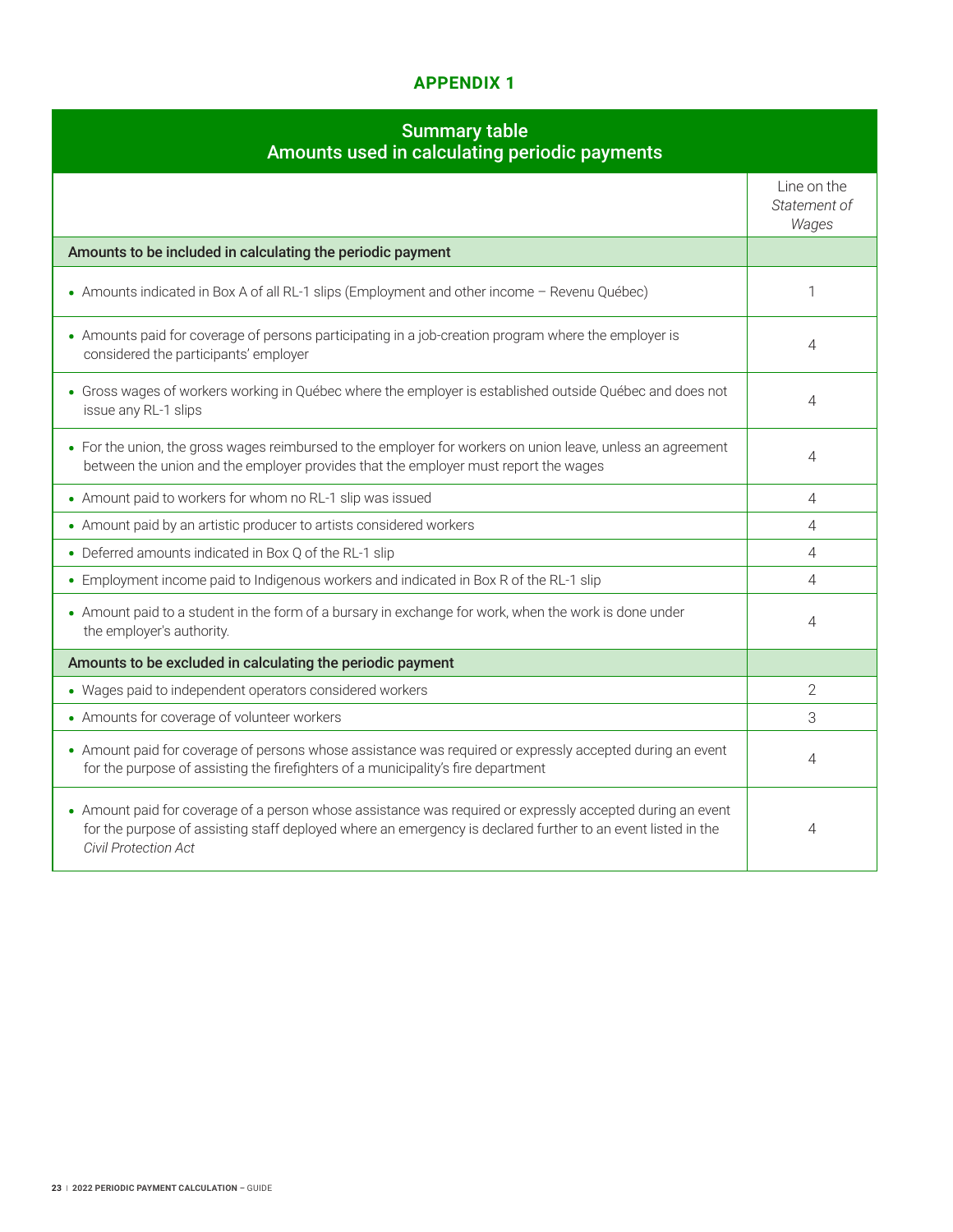## APPENDIX 1

| Summary table<br>Amounts used in calculating periodic payments | |
|---|---|
| | Line on the *Statement of Wages* |
| **Amounts to be included in calculating the periodic payment** | |
| • Amounts indicated in Box A of all RL-1 slips (Employment and other income – Revenu Québec) | 1 |
| • Amounts paid for coverage of persons participating in a job-creation program where the employer is considered the participants' employer | 4 |
| • Gross wages of workers working in Québec where the employer is established outside Québec and does not issue any RL-1 slips | 4 |
| • For the union, the gross wages reimbursed to the employer for workers on union leave, unless an agreement between the union and the employer provides that the employer must report the wages | 4 |
| • Amount paid to workers for whom no RL-1 slip was issued | 4 |
| • Amount paid by an artistic producer to artists considered workers | 4 |
| • Deferred amounts indicated in Box Q of the RL-1 slip | 4 |
| • Employment income paid to Indigenous workers and indicated in Box R of the RL-1 slip | 4 |
| • Amount paid to a student in the form of a bursary in exchange for work, when the work is done under the employer's authority. | 4 |
| **Amounts to be excluded in calculating the periodic payment** | |
| • Wages paid to independent operators considered workers | 2 |
| • Amounts for coverage of volunteer workers | 3 |
| • Amount paid for coverage of persons whose assistance was required or expressly accepted during an event for the purpose of assisting the firefighters of a municipality's fire department | 4 |
| • Amount paid for coverage of a person whose assistance was required or expressly accepted during an event for the purpose of assisting staff deployed where an emergency is declared further to an event listed in the *Civil Protection Act* | 4 |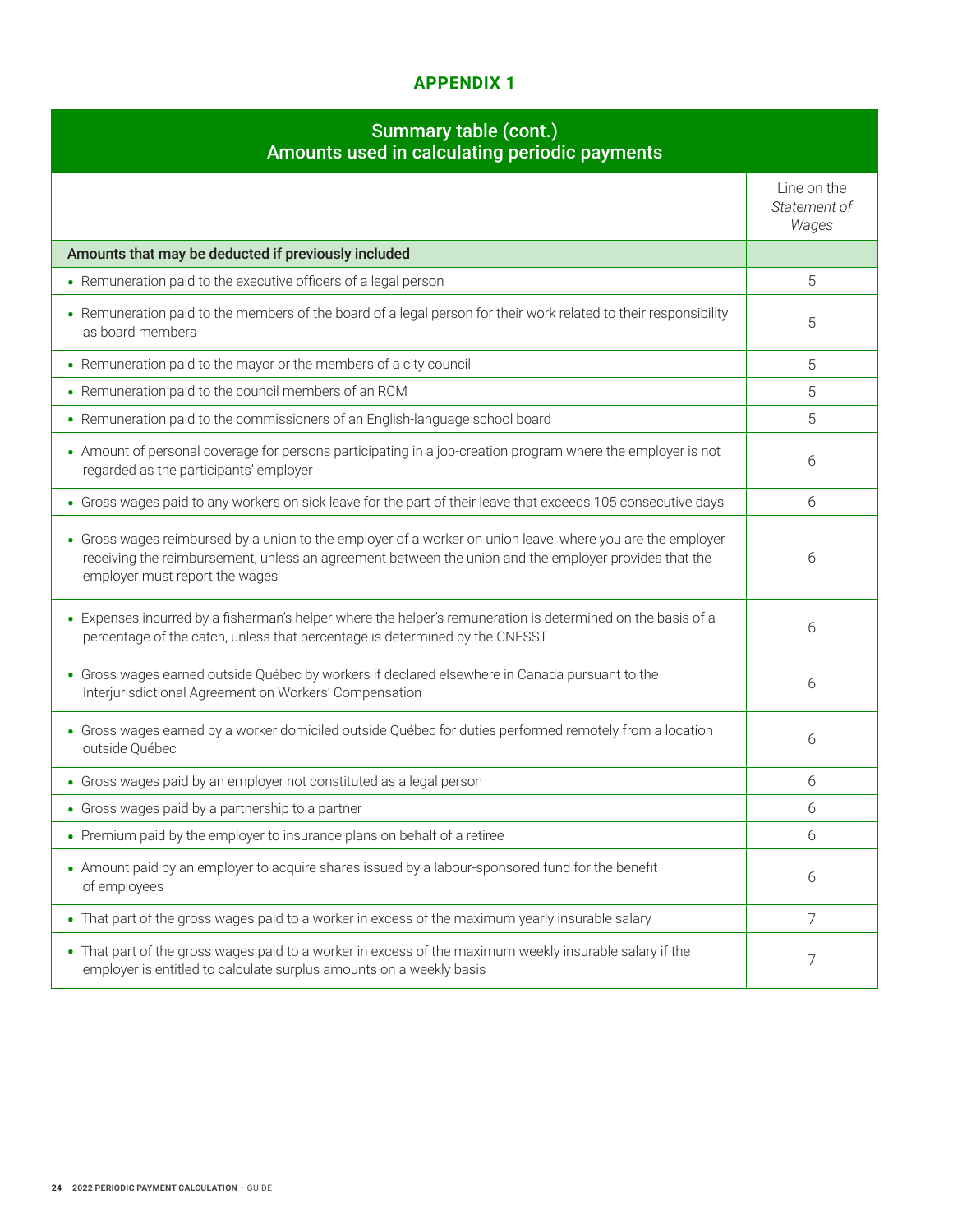## APPENDIX 1

| Summary table (cont.)<br>Amounts used in calculating periodic payments | Line on the *Statement of Wages* |
|---|---|
| **Amounts that may be deducted if previously included** | |
| • Remuneration paid to the executive officers of a legal person | 5 |
| • Remuneration paid to the members of the board of a legal person for their work related to their responsibility as board members | 5 |
| • Remuneration paid to the mayor or the members of a city council | 5 |
| • Remuneration paid to the council members of an RCM | 5 |
| • Remuneration paid to the commissioners of an English-language school board | 5 |
| • Amount of personal coverage for persons participating in a job-creation program where the employer is not regarded as the participants' employer | 6 |
| • Gross wages paid to any workers on sick leave for the part of their leave that exceeds 105 consecutive days | 6 |
| • Gross wages reimbursed by a union to the employer of a worker on union leave, where you are the employer receiving the reimbursement, unless an agreement between the union and the employer provides that the employer must report the wages | 6 |
| • Expenses incurred by a fisherman's helper where the helper's remuneration is determined on the basis of a percentage of the catch, unless that percentage is determined by the CNESST | 6 |
| • Gross wages earned outside Québec by workers if declared elsewhere in Canada pursuant to the Interjurisdictional Agreement on Workers' Compensation | 6 |
| • Gross wages earned by a worker domiciled outside Québec for duties performed remotely from a location outside Québec | 6 |
| • Gross wages paid by an employer not constituted as a legal person | 6 |
| • Gross wages paid by a partnership to a partner | 6 |
| • Premium paid by the employer to insurance plans on behalf of a retiree | 6 |
| • Amount paid by an employer to acquire shares issued by a labour-sponsored fund for the benefit of employees | 6 |
| • That part of the gross wages paid to a worker in excess of the maximum yearly insurable salary | 7 |
| • That part of the gross wages paid to a worker in excess of the maximum weekly insurable salary if the employer is entitled to calculate surplus amounts on a weekly basis | 7 |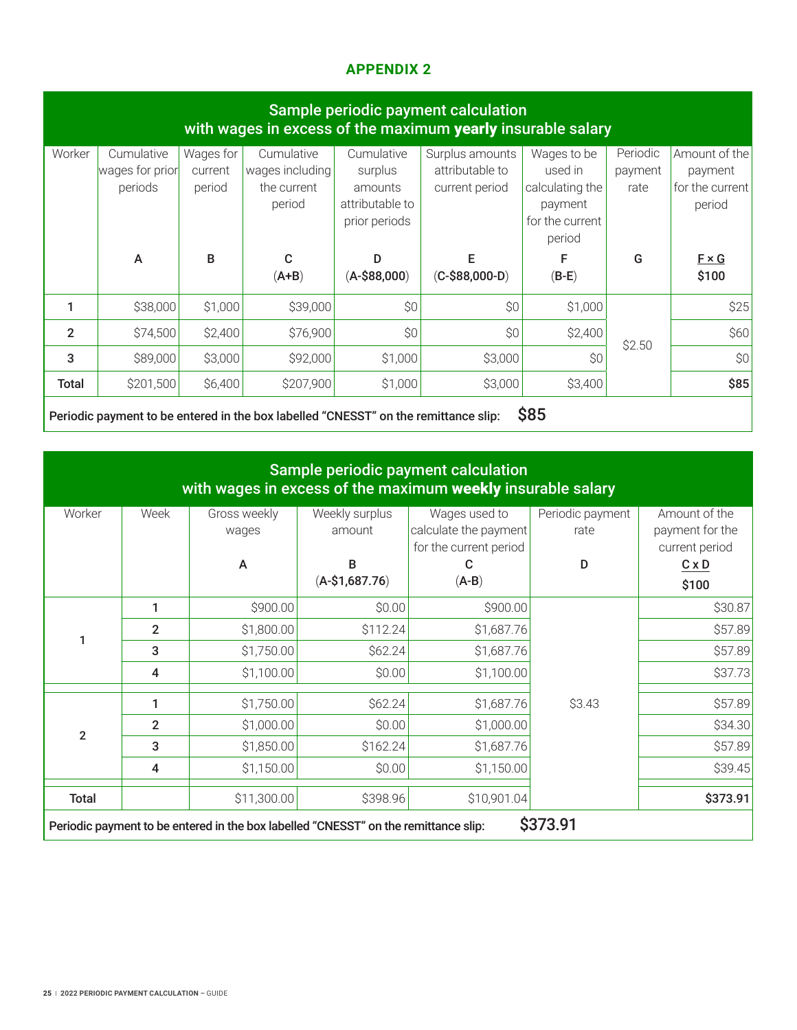## APPENDIX 2

**Sample periodic payment calculation with wages in excess of the maximum yearly insurable salary**

| Worker | Cumulative wages for prior periods<br>**A** | Wages for current period<br>**B** | Cumulative wages including the current period<br>**C**<br>**(A+B)** | Cumulative surplus amounts attributable to prior periods<br>**D**<br>**(A-$88,000)** | Surplus amounts attributable to current period<br>**E**<br>**(C-$88,000-D)** | Wages to be used in calculating the payment for the current period<br>**F**<br>**(B-E)** | Periodic payment rate<br>**G** | Amount of the payment for the current period<br>**F × G / $100** |
|---|---|---|---|---|---|---|---|---|
| **1** | $38,000 | $1,000 | $39,000 | $0 | $0 | $1,000 | $2.50 | $25 |
| **2** | $74,500 | $2,400 | $76,900 | $0 | $0 | $2,400 | | $60 |
| **3** | $89,000 | $3,000 | $92,000 | $1,000 | $3,000 | $0 | | $0 |
| **Total** | $201,500 | $6,400 | $207,900 | $1,000 | $3,000 | $3,400 | | **$85** |

**Periodic payment to be entered in the box labelled "CNESST" on the remittance slip:** $85

**Sample periodic payment calculation with wages in excess of the maximum weekly insurable salary**

| Worker | Week | Gross weekly wages<br>**A** | Weekly surplus amount<br>**B**<br>**(A-$1,687.76)** | Wages used to calculate the payment for the current period<br>**C**<br>**(A-B)** | Periodic payment rate<br>**D** | Amount of the payment for the current period<br>**C x D / $100** |
|---|---|---|---|---|---|---|
| **1** | **1** | $900.00 | $0.00 | $900.00 | $3.43 | $30.87 |
| | **2** | $1,800.00 | $112.24 | $1,687.76 | | $57.89 |
| | **3** | $1,750.00 | $62.24 | $1,687.76 | | $57.89 |
| | **4** | $1,100.00 | $0.00 | $1,100.00 | | $37.73 |
| **2** | **1** | $1,750.00 | $62.24 | $1,687.76 | | $57.89 |
| | **2** | $1,000.00 | $0.00 | $1,000.00 | | $34.30 |
| | **3** | $1,850.00 | $162.24 | $1,687.76 | | $57.89 |
| | **4** | $1,150.00 | $0.00 | $1,150.00 | | $39.45 |
| **Total** | | $11,300.00 | $398.96 | $10,901.04 | | **$373.91** |

**Periodic payment to be entered in the box labelled "CNESST" on the remittance slip:** $373.91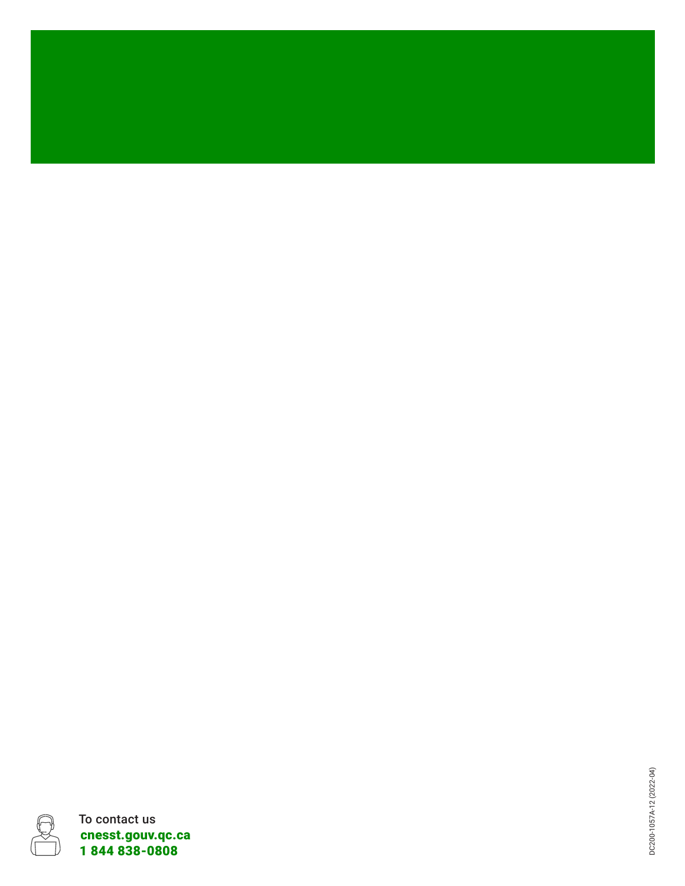To contact us

**cnesst.gouv.qc.ca**

**1 844 838-0808**

DC200-1057A-12 (2022-04)